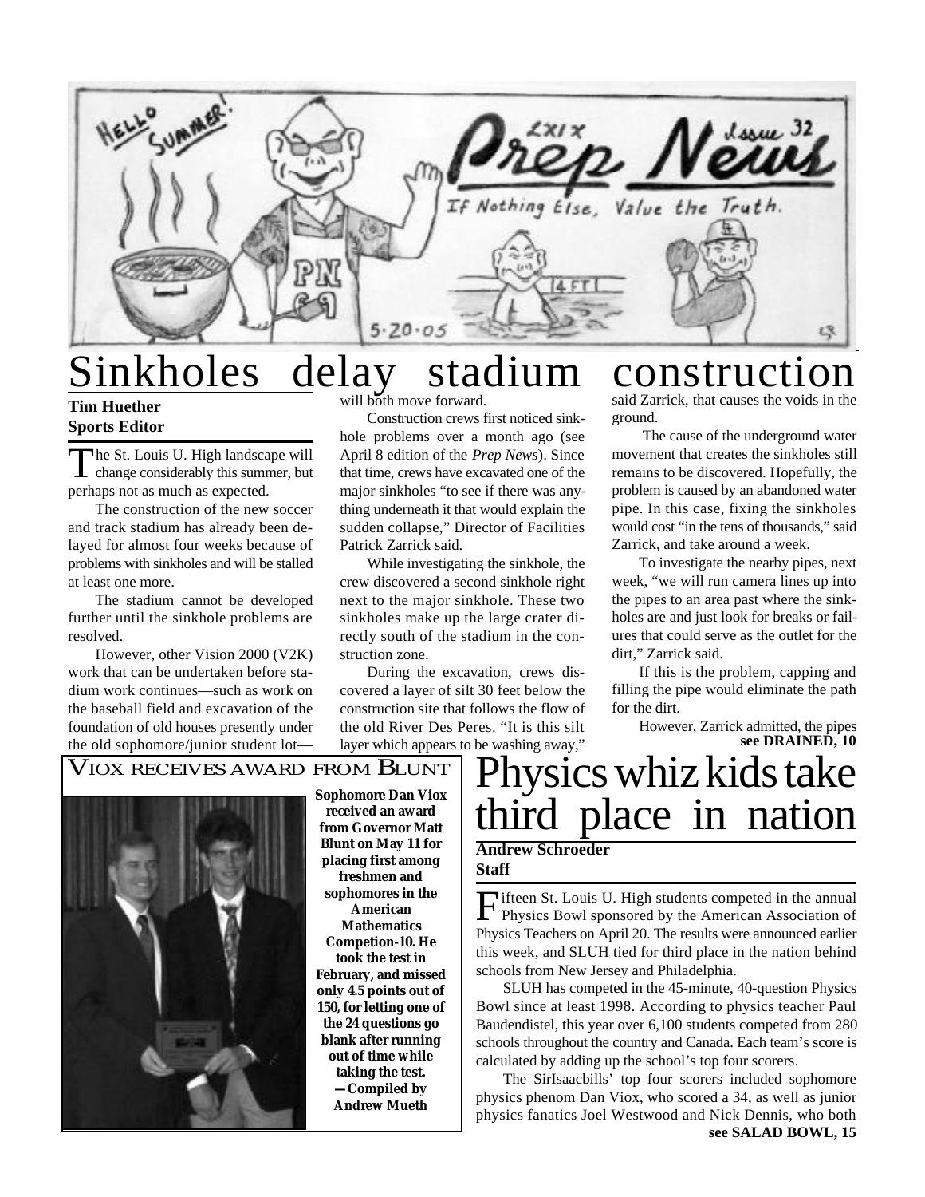# Sinkholes delay stadium construction

**Tim Huether**
**Sports Editor**

The St. Louis U. High landscape will change considerably this summer, but perhaps not as much as expected.

The construction of the new soccer and track stadium has already been delayed for almost four weeks because of problems with sinkholes and will be stalled at least one more.

The stadium cannot be developed further until the sinkhole problems are resolved.

However, other Vision 2000 (V2K) work that can be undertaken before stadium work continues—such as work on the baseball field and excavation of the foundation of old houses presently under the old sophomore/junior student lot—will both move forward.

Construction crews first noticed sinkhole problems over a month ago (see April 8 edition of the *Prep News*). Since that time, crews have excavated one of the major sinkholes "to see if there was anything underneath it that would explain the sudden collapse," Director of Facilities Patrick Zarrick said.

While investigating the sinkhole, the crew discovered a second sinkhole right next to the major sinkhole. These two sinkholes make up the large crater directly south of the stadium in the construction zone.

During the excavation, crews discovered a layer of silt 30 feet below the construction site that follows the flow of the old River Des Peres. "It is this silt layer which appears to be washing away," said Zarrick, that causes the voids in the ground.

The cause of the underground water movement that creates the sinkholes still remains to be discovered. Hopefully, the problem is caused by an abandoned water pipe. In this case, fixing the sinkholes would cost "in the tens of thousands," said Zarrick, and take around a week.

To investigate the nearby pipes, next week, "we will run camera lines up into the pipes to an area past where the sinkholes are and just look for breaks or failures that could serve as the outlet for the dirt," Zarrick said.

If this is the problem, capping and filling the pipe would eliminate the path for the dirt.

However, Zarrick admitted, the pipes **see DRAINED, 10**

## Viox receives award from Blunt

**Sophomore Dan Viox received an award from Governor Matt Blunt on May 11 for placing first among freshmen and sophomores in the American Mathematics Competion-10. He took the test in February, and missed only 4.5 points out of 150, for letting one of the 24 questions go blank after running out of time while taking the test.**
**—Compiled by Andrew Mueth**

# Physics whiz kids take third place in nation

**Andrew Schroeder**
**Staff**

Fifteen St. Louis U. High students competed in the annual Physics Bowl sponsored by the American Association of Physics Teachers on April 20. The results were announced earlier this week, and SLUH tied for third place in the nation behind schools from New Jersey and Philadelphia.

SLUH has competed in the 45-minute, 40-question Physics Bowl since at least 1998. According to physics teacher Paul Baudendistel, this year over 6,100 students competed from 280 schools throughout the country and Canada. Each team's score is calculated by adding up the school's top four scorers.

The SirIsaacbills' top four scorers included sophomore physics phenom Dan Viox, who scored a 34, as well as junior physics fanatics Joel Westwood and Nick Dennis, who both **see SALAD BOWL, 15**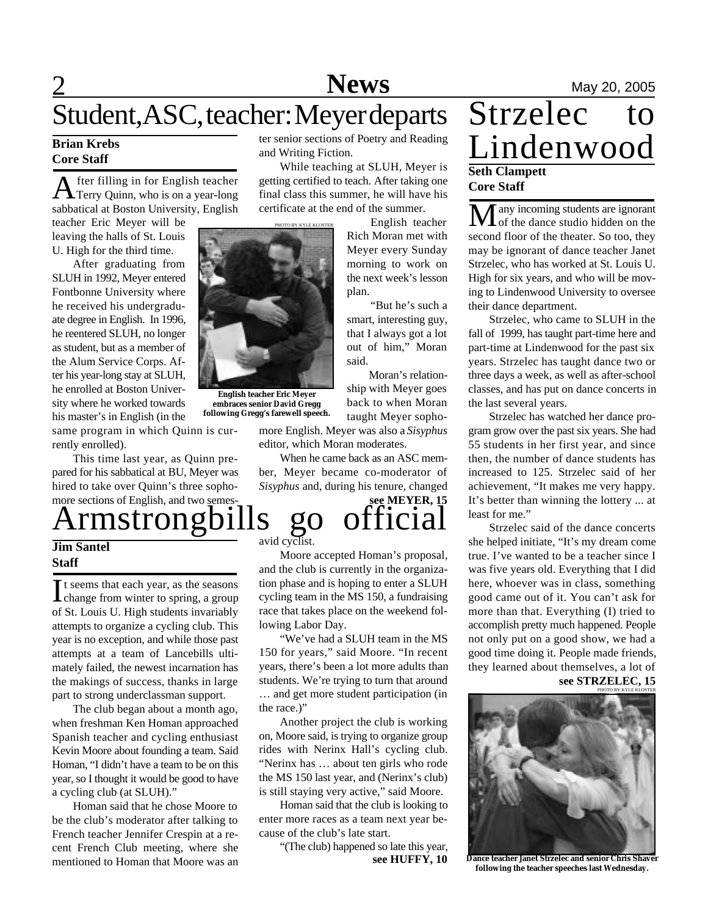# Student, ASC, teacher: Meyer departs

**Brian Krebs**
**Core Staff**

After filling in for English teacher Terry Quinn, who is on a year-long sabbatical at Boston University, English teacher Eric Meyer will be leaving the halls of St. Louis U. High for the third time.

After graduating from SLUH in 1992, Meyer entered Fontbonne University where he received his undergraduate degree in English. In 1996, he reentered SLUH, no longer as student, but as a member of the Alum Service Corps. After his year-long stay at SLUH, he enrolled at Boston University where he worked towards his master's in English (in the same program in which Quinn is currently enrolled).

This time last year, as Quinn prepared for his sabbatical at BU, Meyer was hired to take over Quinn's three sophomore sections of English, and two semester senior sections of Poetry and Reading and Writing Fiction.

While teaching at SLUH, Meyer is getting certified to teach. After taking one final class this summer, he will have his certificate at the end of the summer.

PHOTO BY KYLE KLOSTER

**English teacher Eric Meyer embraces senior David Gregg following Gregg's farewell speech.**

English teacher Rich Moran met with Meyer every Sunday morning to work on the next week's lesson plan.

"But he's such a smart, interesting guy, that I always got a lot out of him," Moran said.

Moran's relationship with Meyer goes back to when Moran taught Meyer sophomore English. Meyer was also a *Sisyphus* editor, which Moran moderates.

When he came back as an ASC member, Meyer became co-moderator of *Sisyphus* and, during his tenure, changed

**see MEYER, 15**

# Armstrongbills go official

**Jim Santel**
**Staff**

It seems that each year, as the seasons change from winter to spring, a group of St. Louis U. High students invariably attempts to organize a cycling club. This year is no exception, and while those past attempts at a team of Lancebills ultimately failed, the newest incarnation has the makings of success, thanks in large part to strong underclassman support.

The club began about a month ago, when freshman Ken Homan approached Spanish teacher and cycling enthusiast Kevin Moore about founding a team. Said Homan, "I didn't have a team to be on this year, so I thought it would be good to have a cycling club (at SLUH)."

Homan said that he chose Moore to be the club's moderator after talking to French teacher Jennifer Crespin at a recent French Club meeting, where she mentioned to Homan that Moore was an avid cyclist.

Moore accepted Homan's proposal, and the club is currently in the organization phase and is hoping to enter a SLUH cycling team in the MS 150, a fundraising race that takes place on the weekend following Labor Day.

"We've had a SLUH team in the MS 150 for years," said Moore. "In recent years, there's been a lot more adults than students. We're trying to turn that around … and get more student participation (in the race.)"

Another project the club is working on, Moore said, is trying to organize group rides with Nerinx Hall's cycling club. "Nerinx has … about ten girls who rode the MS 150 last year, and (Nerinx's club) is still staying very active," said Moore.

Homan said that the club is looking to enter more races as a team next year because of the club's late start.

"(The club) happened so late this year,

**see HUFFY, 10**

# Strzelec to Lindenwood

**Seth Clampett**
**Core Staff**

Many incoming students are ignorant of the dance studio hidden on the second floor of the theater. So too, they may be ignorant of dance teacher Janet Strzelec, who has worked at St. Louis U. High for six years, and who will be moving to Lindenwood University to oversee their dance department.

Strzelec, who came to SLUH in the fall of 1999, has taught part-time here and part-time at Lindenwood for the past six years. Strzelec has taught dance two or three days a week, as well as after-school classes, and has put on dance concerts in the last several years.

Strzelec has watched her dance program grow over the past six years. She had 55 students in her first year, and since then, the number of dance students has increased to 125. Strzelec said of her achievement, "It makes me very happy. It's better than winning the lottery ... at least for me."

Strzelec said of the dance concerts she helped initiate, "It's my dream come true. I've wanted to be a teacher since I was five years old. Everything that I did here, whoever was in class, something good came out of it. You can't ask for more than that. Everything (I) tried to accomplish pretty much happened. People not only put on a good show, we had a good time doing it. People made friends, they learned about themselves, a lot of

**see STRZELEC, 15**

PHOTO BY KYLE KLOSTER

**Dance teacher Janet Strzelec and senior Chris Shaver following the teacher speeches last Wednesday.**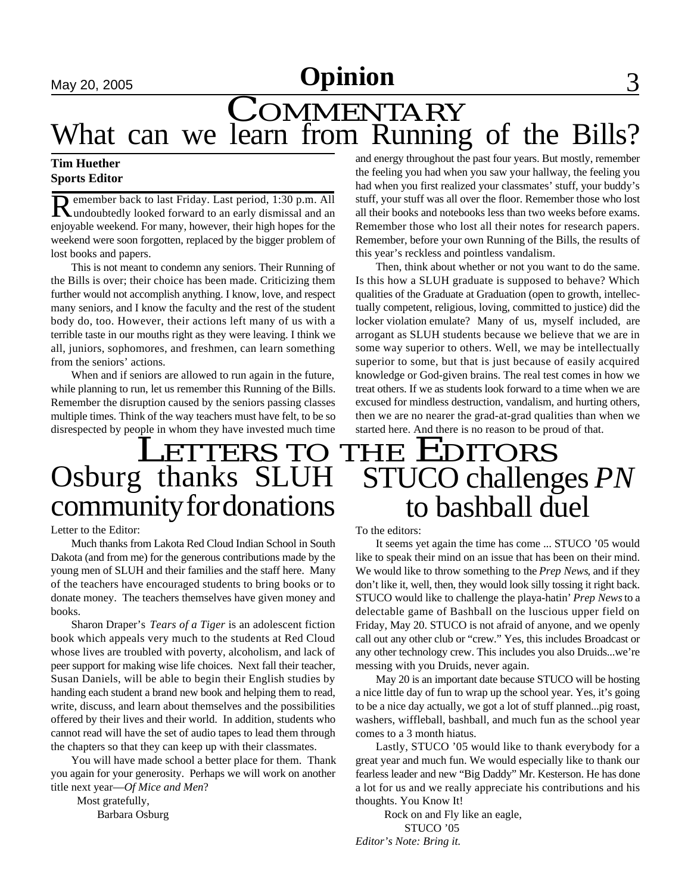# Commentary

## What can we learn from Running of the Bills?

**Tim Huether**
**Sports Editor**

Remember back to last Friday. Last period, 1:30 p.m. All undoubtedly looked forward to an early dismissal and an enjoyable weekend. For many, however, their high hopes for the weekend were soon forgotten, replaced by the bigger problem of lost books and papers.

This is not meant to condemn any seniors. Their Running of the Bills is over; their choice has been made. Criticizing them further would not accomplish anything. I know, love, and respect many seniors, and I know the faculty and the rest of the student body do, too. However, their actions left many of us with a terrible taste in our mouths right as they were leaving. I think we all, juniors, sophomores, and freshmen, can learn something from the seniors' actions.

When and if seniors are allowed to run again in the future, while planning to run, let us remember this Running of the Bills. Remember the disruption caused by the seniors passing classes multiple times. Think of the way teachers must have felt, to be so disrespected by people in whom they have invested much time and energy throughout the past four years. But mostly, remember the feeling you had when you saw your hallway, the feeling you had when you first realized your classmates' stuff, your buddy's stuff, your stuff was all over the floor. Remember those who lost all their books and notebooks less than two weeks before exams. Remember those who lost all their notes for research papers. Remember, before your own Running of the Bills, the results of this year's reckless and pointless vandalism.

Then, think about whether or not you want to do the same. Is this how a SLUH graduate is supposed to behave? Which qualities of the Graduate at Graduation (open to growth, intellectually competent, religious, loving, committed to justice) did the locker violation emulate? Many of us, myself included, are arrogant as SLUH students because we believe that we are in some way superior to others. Well, we may be intellectually superior to some, but that is just because of easily acquired knowledge or God-given brains. The real test comes in how we treat others. If we as students look forward to a time when we are excused for mindless destruction, vandalism, and hurting others, then we are no nearer the grad-at-grad qualities than when we started here. And there is no reason to be proud of that.

# Letters to the Editors

## Osburg thanks SLUH community for donations

Letter to the Editor:

Much thanks from Lakota Red Cloud Indian School in South Dakota (and from me) for the generous contributions made by the young men of SLUH and their families and the staff here. Many of the teachers have encouraged students to bring books or to donate money. The teachers themselves have given money and books.

Sharon Draper's *Tears of a Tiger* is an adolescent fiction book which appeals very much to the students at Red Cloud whose lives are troubled with poverty, alcoholism, and lack of peer support for making wise life choices. Next fall their teacher, Susan Daniels, will be able to begin their English studies by handing each student a brand new book and helping them to read, write, discuss, and learn about themselves and the possibilities offered by their lives and their world. In addition, students who cannot read will have the set of audio tapes to lead them through the chapters so that they can keep up with their classmates.

You will have made school a better place for them. Thank you again for your generosity. Perhaps we will work on another title next year—*Of Mice and Men*?

Most gratefully,
Barbara Osburg

## STUCO challenges *PN* to bashball duel

To the editors:

It seems yet again the time has come ... STUCO '05 would like to speak their mind on an issue that has been on their mind. We would like to throw something to the *Prep News*, and if they don't like it, well, then, they would look silly tossing it right back. STUCO would like to challenge the playa-hatin' *Prep News* to a delectable game of Bashball on the luscious upper field on Friday, May 20. STUCO is not afraid of anyone, and we openly call out any other club or "crew." Yes, this includes Broadcast or any other technology crew. This includes you also Druids...we're messing with you Druids, never again.

May 20 is an important date because STUCO will be hosting a nice little day of fun to wrap up the school year. Yes, it's going to be a nice day actually, we got a lot of stuff planned...pig roast, washers, wiffleball, bashball, and much fun as the school year comes to a 3 month hiatus.

Lastly, STUCO '05 would like to thank everybody for a great year and much fun. We would especially like to thank our fearless leader and new "Big Daddy" Mr. Kesterson. He has done a lot for us and we really appreciate his contributions and his thoughts. You Know It!

Rock on and Fly like an eagle,
STUCO '05

*Editor's Note: Bring it.*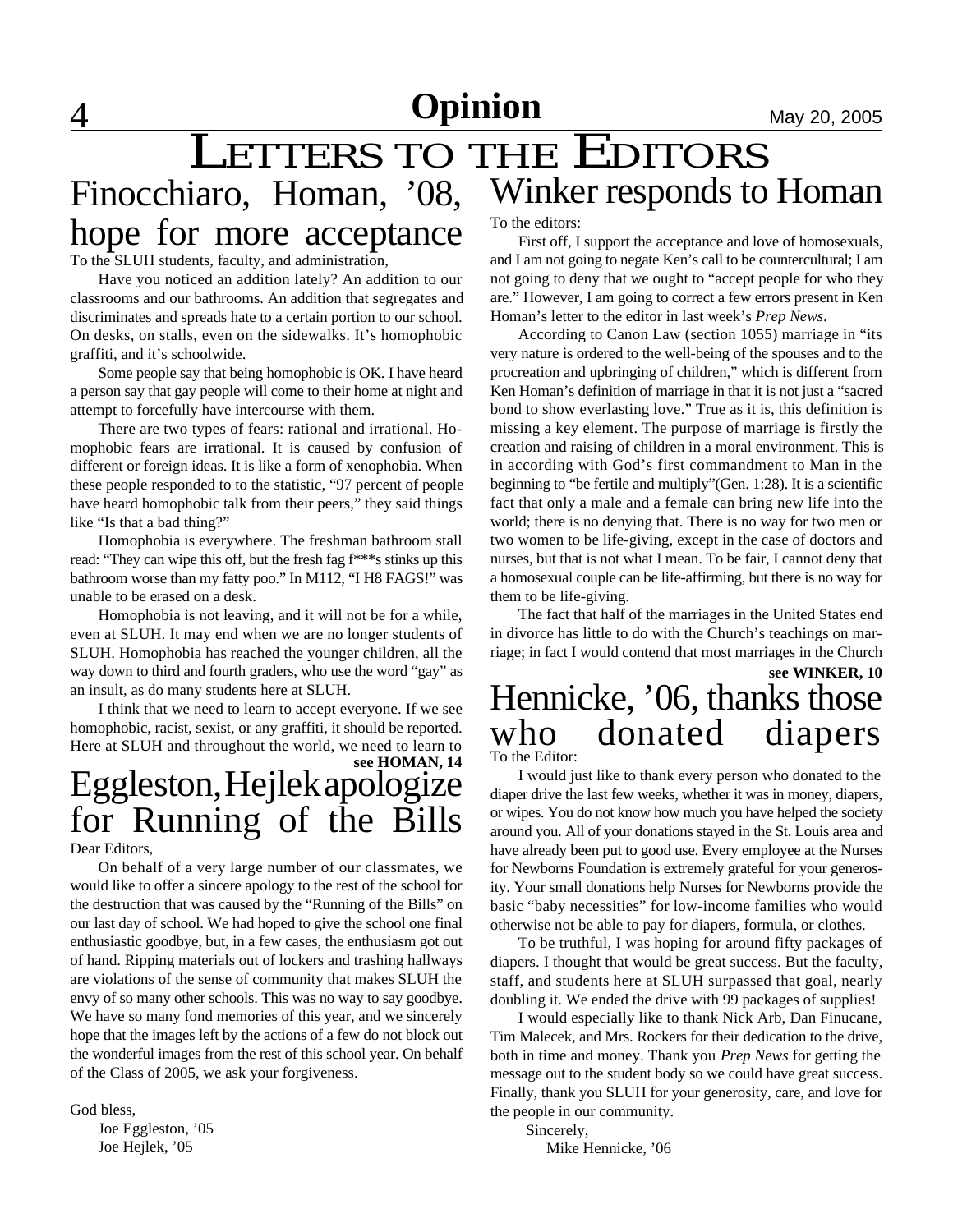# Opinion

# LETTERS TO THE EDITORS

## Finocchiaro, Homan, '08, hope for more acceptance

To the SLUH students, faculty, and administration,

Have you noticed an addition lately? An addition to our classrooms and our bathrooms. An addition that segregates and discriminates and spreads hate to a certain portion to our school. On desks, on stalls, even on the sidewalks. It's homophobic graffiti, and it's schoolwide.

Some people say that being homophobic is OK. I have heard a person say that gay people will come to their home at night and attempt to forcefully have intercourse with them.

There are two types of fears: rational and irrational. Homophobic fears are irrational. It is caused by confusion of different or foreign ideas. It is like a form of xenophobia. When these people responded to to the statistic, "97 percent of people have heard homophobic talk from their peers," they said things like "Is that a bad thing?"

Homophobia is everywhere. The freshman bathroom stall read: "They can wipe this off, but the fresh fag f***s stinks up this bathroom worse than my fatty poo." In M112, "I H8 FAGS!" was unable to be erased on a desk.

Homophobia is not leaving, and it will not be for a while, even at SLUH. It may end when we are no longer students of SLUH. Homophobia has reached the younger children, all the way down to third and fourth graders, who use the word "gay" as an insult, as do many students here at SLUH.

I think that we need to learn to accept everyone. If we see homophobic, racist, sexist, or any graffiti, it should be reported. Here at SLUH and throughout the world, we need to learn to

**see HOMAN, 14**

## Eggleston, Hejlek apologize for Running of the Bills

Dear Editors,

On behalf of a very large number of our classmates, we would like to offer a sincere apology to the rest of the school for the destruction that was caused by the "Running of the Bills" on our last day of school. We had hoped to give the school one final enthusiastic goodbye, but, in a few cases, the enthusiasm got out of hand. Ripping materials out of lockers and trashing hallways are violations of the sense of community that makes SLUH the envy of so many other schools. This was no way to say goodbye. We have so many fond memories of this year, and we sincerely hope that the images left by the actions of a few do not block out the wonderful images from the rest of this school year. On behalf of the Class of 2005, we ask your forgiveness.

God bless,
Joe Eggleston, '05
Joe Hejlek, '05

## Winker responds to Homan

To the editors:

First off, I support the acceptance and love of homosexuals, and I am not going to negate Ken's call to be countercultural; I am not going to deny that we ought to "accept people for who they are." However, I am going to correct a few errors present in Ken Homan's letter to the editor in last week's *Prep News*.

According to Canon Law (section 1055) marriage in "its very nature is ordered to the well-being of the spouses and to the procreation and upbringing of children," which is different from Ken Homan's definition of marriage in that it is not just a "sacred bond to show everlasting love." True as it is, this definition is missing a key element. The purpose of marriage is firstly the creation and raising of children in a moral environment. This is in according with God's first commandment to Man in the beginning to "be fertile and multiply"(Gen. 1:28). It is a scientific fact that only a male and a female can bring new life into the world; there is no denying that. There is no way for two men or two women to be life-giving, except in the case of doctors and nurses, but that is not what I mean. To be fair, I cannot deny that a homosexual couple can be life-affirming, but there is no way for them to be life-giving.

The fact that half of the marriages in the United States end in divorce has little to do with the Church's teachings on marriage; in fact I would contend that most marriages in the Church

**see WINKER, 10**

## Hennicke, '06, thanks those who donated diapers

To the Editor:

I would just like to thank every person who donated to the diaper drive the last few weeks, whether it was in money, diapers, or wipes. You do not know how much you have helped the society around you. All of your donations stayed in the St. Louis area and have already been put to good use. Every employee at the Nurses for Newborns Foundation is extremely grateful for your generosity. Your small donations help Nurses for Newborns provide the basic "baby necessities" for low-income families who would otherwise not be able to pay for diapers, formula, or clothes.

To be truthful, I was hoping for around fifty packages of diapers. I thought that would be great success. But the faculty, staff, and students here at SLUH surpassed that goal, nearly doubling it. We ended the drive with 99 packages of supplies!

I would especially like to thank Nick Arb, Dan Finucane, Tim Malecek, and Mrs. Rockers for their dedication to the drive, both in time and money. Thank you *Prep News* for getting the message out to the student body so we could have great success. Finally, thank you SLUH for your generosity, care, and love for the people in our community.

Sincerely,
Mike Hennicke, '06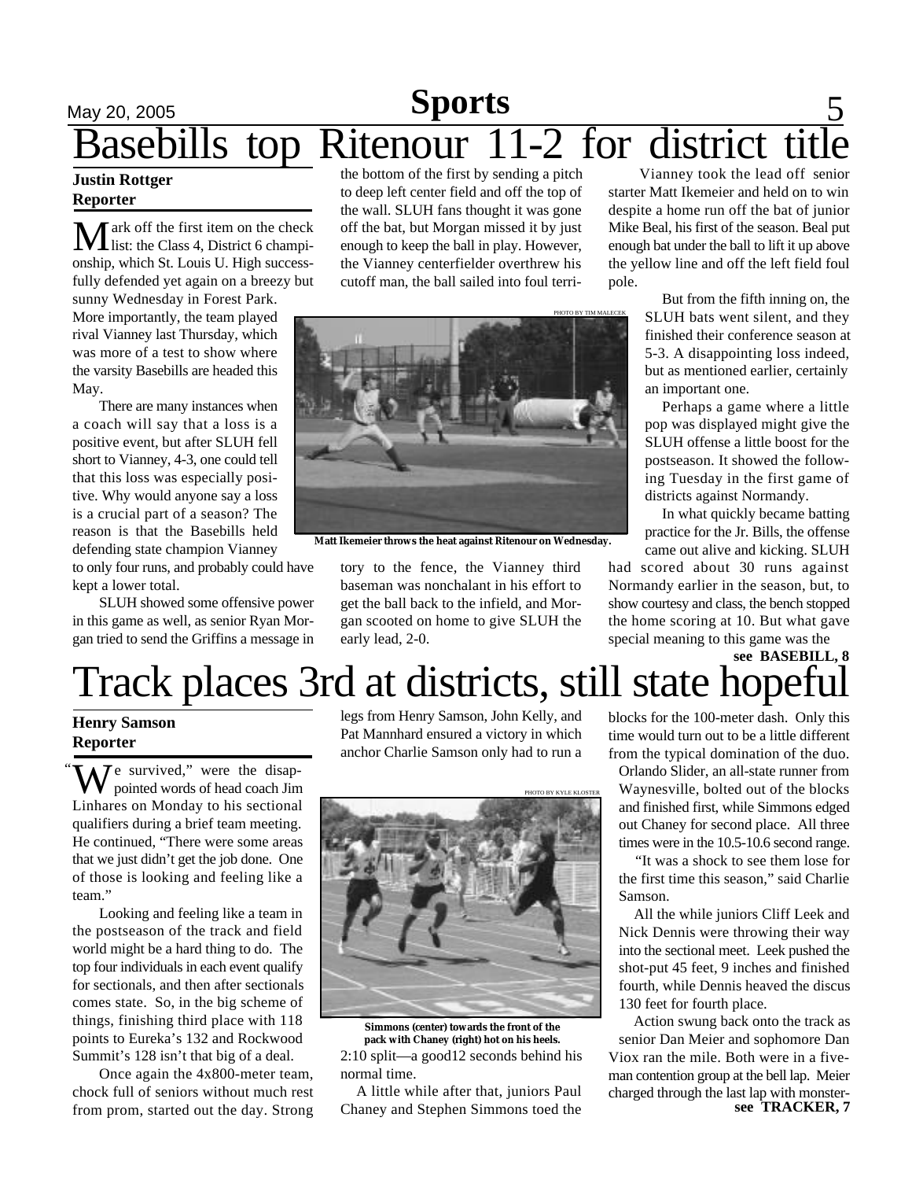# Basebills top Ritenour 11-2 for district title

**Justin Rottger**
**Reporter**

Mark off the first item on the check list: the Class 4, District 6 championship, which St. Louis U. High successfully defended yet again on a breezy but sunny Wednesday in Forest Park. More importantly, the team played rival Vianney last Thursday, which was more of a test to show where the varsity Basebills are headed this May.

There are many instances when a coach will say that a loss is a positive event, but after SLUH fell short to Vianney, 4-3, one could tell that this loss was especially positive. Why would anyone say a loss is a crucial part of a season? The reason is that the Basebills held defending state champion Vianney to only four runs, and probably could have kept a lower total.

SLUH showed some offensive power in this game as well, as senior Ryan Morgan tried to send the Griffins a message in the bottom of the first by sending a pitch to deep left center field and off the top of the wall. SLUH fans thought it was gone off the bat, but Morgan missed it by just enough to keep the ball in play. However, the Vianney centerfielder overthrew his cutoff man, the ball sailed into foul territory to the fence, the Vianney third baseman was nonchalant in his effort to get the ball back to the infield, and Morgan scooted on home to give SLUH the early lead, 2-0.

PHOTO BY TIM MALECEK

**Matt Ikemeier throws the heat against Ritenour on Wednesday.**

Vianney took the lead off senior starter Matt Ikemeier and held on to win despite a home run off the bat of junior Mike Beal, his first of the season. Beal put enough bat under the ball to lift it up above the yellow line and off the left field foul pole.

But from the fifth inning on, the SLUH bats went silent, and they finished their conference season at 5-3. A disappointing loss indeed, but as mentioned earlier, certainly an important one.

Perhaps a game where a little pop was displayed might give the SLUH offense a little boost for the postseason. It showed the following Tuesday in the first game of districts against Normandy.

In what quickly became batting practice for the Jr. Bills, the offense came out alive and kicking. SLUH had scored about 30 runs against Normandy earlier in the season, but, to show courtesy and class, the bench stopped the home scoring at 10. But what gave special meaning to this game was the

**see BASEBILL, 8**

# Track places 3rd at districts, still state hopeful

**Henry Samson**
**Reporter**

"We survived," were the disappointed words of head coach Jim Linhares on Monday to his sectional qualifiers during a brief team meeting. He continued, "There were some areas that we just didn't get the job done. One of those is looking and feeling like a team."

Looking and feeling like a team in the postseason of the track and field world might be a hard thing to do. The top four individuals in each event qualify for sectionals, and then after sectionals comes state. So, in the big scheme of things, finishing third place with 118 points to Eureka's 132 and Rockwood Summit's 128 isn't that big of a deal.

Once again the 4x800-meter team, chock full of seniors without much rest from prom, started out the day. Strong legs from Henry Samson, John Kelly, and Pat Mannhard ensured a victory in which anchor Charlie Samson only had to run a 2:10 split—a good12 seconds behind his normal time.

PHOTO BY KYLE KLOSTER

**Simmons (center) towards the front of the pack with Chaney (right) hot on his heels.**

A little while after that, juniors Paul Chaney and Stephen Simmons toed the blocks for the 100-meter dash. Only this time would turn out to be a little different from the typical domination of the duo. Orlando Slider, an all-state runner from Waynesville, bolted out of the blocks and finished first, while Simmons edged out Chaney for second place. All three times were in the 10.5-10.6 second range.

"It was a shock to see them lose for the first time this season," said Charlie Samson.

All the while juniors Cliff Leek and Nick Dennis were throwing their way into the sectional meet. Leek pushed the shot-put 45 feet, 9 inches and finished fourth, while Dennis heaved the discus 130 feet for fourth place.

Action swung back onto the track as senior Dan Meier and sophomore Dan Viox ran the mile. Both were in a five-man contention group at the bell lap. Meier charged through the last lap with monster-

**see TRACKER, 7**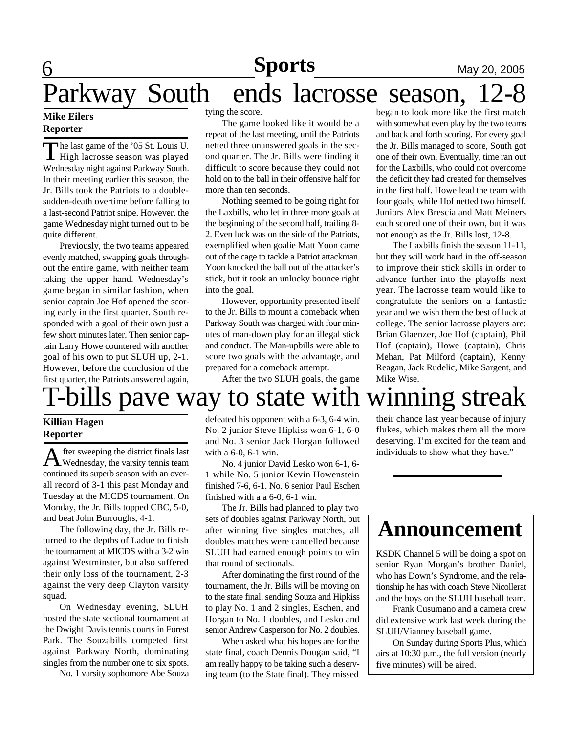# Parkway South ends lacrosse season, 12-8

**Mike Eilers**
**Reporter**

The last game of the '05 St. Louis U. High lacrosse season was played Wednesday night against Parkway South. In their meeting earlier this season, the Jr. Bills took the Patriots to a double-sudden-death overtime before falling to a last-second Patriot snipe. However, the game Wednesday night turned out to be quite different.

Previously, the two teams appeared evenly matched, swapping goals throughout the entire game, with neither team taking the upper hand. Wednesday's game began in similar fashion, when senior captain Joe Hof opened the scoring early in the first quarter. South responded with a goal of their own just a few short minutes later. Then senior captain Larry Howe countered with another goal of his own to put SLUH up, 2-1. However, before the conclusion of the first quarter, the Patriots answered again, tying the score.

The game looked like it would be a repeat of the last meeting, until the Patriots netted three unanswered goals in the second quarter. The Jr. Bills were finding it difficult to score because they could not hold on to the ball in their offensive half for more than ten seconds.

Nothing seemed to be going right for the Laxbills, who let in three more goals at the beginning of the second half, trailing 8-2. Even luck was on the side of the Patriots, exemplified when goalie Matt Yoon came out of the cage to tackle a Patriot attackman. Yoon knocked the ball out of the attacker's stick, but it took an unlucky bounce right into the goal.

However, opportunity presented itself to the Jr. Bills to mount a comeback when Parkway South was charged with four minutes of man-down play for an illegal stick and conduct. The Man-upbills were able to score two goals with the advantage, and prepared for a comeback attempt.

After the two SLUH goals, the game began to look more like the first match with somewhat even play by the two teams and back and forth scoring. For every goal the Jr. Bills managed to score, South got one of their own. Eventually, time ran out for the Laxbills, who could not overcome the deficit they had created for themselves in the first half. Howe lead the team with four goals, while Hof netted two himself. Juniors Alex Brescia and Matt Meiners each scored one of their own, but it was not enough as the Jr. Bills lost, 12-8.

The Laxbills finish the season 11-11, but they will work hard in the off-season to improve their stick skills in order to advance further into the playoffs next year. The lacrosse team would like to congratulate the seniors on a fantastic year and we wish them the best of luck at college. The senior lacrosse players are: Brian Glaenzer, Joe Hof (captain), Phil Hof (captain), Howe (captain), Chris Mehan, Pat Milford (captain), Kenny Reagan, Jack Rudelic, Mike Sargent, and Mike Wise.

# T-bills pave way to state with winning streak

**Killian Hagen**
**Reporter**

After sweeping the district finals last Wednesday, the varsity tennis team continued its superb season with an overall record of 3-1 this past Monday and Tuesday at the MICDS tournament. On Monday, the Jr. Bills topped CBC, 5-0, and beat John Burroughs, 4-1.

The following day, the Jr. Bills returned to the depths of Ladue to finish the tournament at MICDS with a 3-2 win against Westminster, but also suffered their only loss of the tournament, 2-3 against the very deep Clayton varsity squad.

On Wednesday evening, SLUH hosted the state sectional tournament at the Dwight Davis tennis courts in Forest Park. The Souzabills competed first against Parkway North, dominating singles from the number one to six spots.

No. 1 varsity sophomore Abe Souza defeated his opponent with a 6-3, 6-4 win. No. 2 junior Steve Hipkiss won 6-1, 6-0 and No. 3 senior Jack Horgan followed with a 6-0, 6-1 win.

No. 4 junior David Lesko won 6-1, 6-1 while No. 5 junior Kevin Howenstein finished 7-6, 6-1. No. 6 senior Paul Eschen finished with a a 6-0, 6-1 win.

The Jr. Bills had planned to play two sets of doubles against Parkway North, but after winning five singles matches, all doubles matches were cancelled because SLUH had earned enough points to win that round of sectionals.

After dominating the first round of the tournament, the Jr. Bills will be moving on to the state final, sending Souza and Hipkiss to play No. 1 and 2 singles, Eschen, and Horgan to No. 1 doubles, and Lesko and senior Andrew Casperson for No. 2 doubles.

When asked what his hopes are for the state final, coach Dennis Dougan said, "I am really happy to be taking such a deserving team (to the State final). They missed their chance last year because of injury flukes, which makes them all the more deserving. I'm excited for the team and individuals to show what they have."

## Announcement

KSDK Channel 5 will be doing a spot on senior Ryan Morgan's brother Daniel, who has Down's Syndrome, and the relationship he has with coach Steve Nicollerat and the boys on the SLUH baseball team.

Frank Cusumano and a camera crew did extensive work last week during the SLUH/Vianney baseball game.

On Sunday during Sports Plus, which airs at 10:30 p.m., the full version (nearly five minutes) will be aired.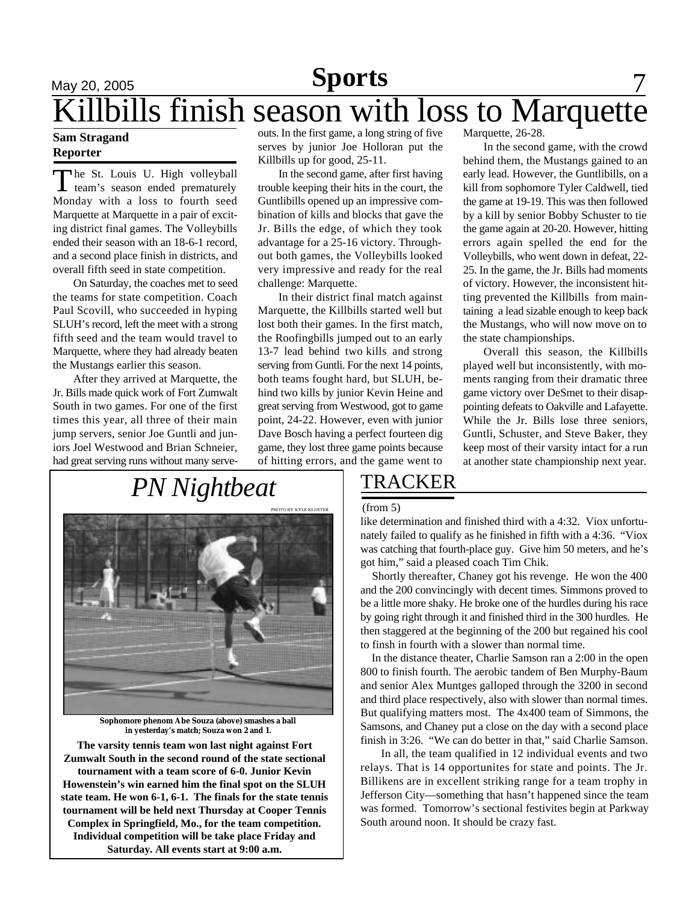# Killbills finish season with loss to Marquette

**Sam Stragand**
**Reporter**

The St. Louis U. High volleyball team's season ended prematurely Monday with a loss to fourth seed Marquette at Marquette in a pair of exciting district final games. The Volleybills ended their season with an 18-6-1 record, and a second place finish in districts, and overall fifth seed in state competition.

On Saturday, the coaches met to seed the teams for state competition. Coach Paul Scovill, who succeeded in hyping SLUH's record, left the meet with a strong fifth seed and the team would travel to Marquette, where they had already beaten the Mustangs earlier this season.

After they arrived at Marquette, the Jr. Bills made quick work of Fort Zumwalt South in two games. For one of the first times this year, all three of their main jump servers, senior Joe Guntli and juniors Joel Westwood and Brian Schneier, had great serving runs without many serve-outs. In the first game, a long string of five serves by junior Joe Holloran put the Killbills up for good, 25-11.

In the second game, after first having trouble keeping their hits in the court, the Guntlibills opened up an impressive combination of kills and blocks that gave the Jr. Bills the edge, of which they took advantage for a 25-16 victory. Throughout both games, the Volleybills looked very impressive and ready for the real challenge: Marquette.

In their district final match against Marquette, the Killbills started well but lost both their games. In the first match, the Roofingbills jumped out to an early 13-7 lead behind two kills and strong serving from Guntli. For the next 14 points, both teams fought hard, but SLUH, behind two kills by junior Kevin Heine and great serving from Westwood, got to game point, 24-22. However, even with junior Dave Bosch having a perfect fourteen dig game, they lost three game points because of hitting errors, and the game went to Marquette, 26-28.

In the second game, with the crowd behind them, the Mustangs gained to an early lead. However, the Guntlibills, on a kill from sophomore Tyler Caldwell, tied the game at 19-19. This was then followed by a kill by senior Bobby Schuster to tie the game again at 20-20. However, hitting errors again spelled the end for the Volleybills, who went down in defeat, 22-25. In the game, the Jr. Bills had moments of victory. However, the inconsistent hitting prevented the Killbills from maintaining a lead sizable enough to keep back the Mustangs, who will now move on to the state championships.

Overall this season, the Killbills played well but inconsistently, with moments ranging from their dramatic three game victory over DeSmet to their disappointing defeats to Oakville and Lafayette. While the Jr. Bills lose three seniors, Guntli, Schuster, and Steve Baker, they keep most of their varsity intact for a run at another state championship next year.

## *PN Nightbeat*

PHOTO BY KYLE KLOSTER

**Sophomore phenom Abe Souza (above) smashes a ball in yesterday's match; Souza won 2 and 1.**

**The varsity tennis team won last night against Fort Zumwalt South in the second round of the state sectional tournament with a team score of 6-0. Junior Kevin Howenstein's win earned him the final spot on the SLUH state team. He won 6-1, 6-1. The finals for the state tennis tournament will be held next Thursday at Cooper Tennis Complex in Springfield, Mo., for the team competition. Individual competition will be take place Friday and Saturday. All events start at 9:00 a.m.**

## TRACKER

(from 5)

like determination and finished third with a 4:32. Viox unfortunately failed to qualify as he finished in fifth with a 4:36. "Viox was catching that fourth-place guy. Give him 50 meters, and he's got him," said a pleased coach Tim Chik.

Shortly thereafter, Chaney got his revenge. He won the 400 and the 200 convincingly with decent times. Simmons proved to be a little more shaky. He broke one of the hurdles during his race by going right through it and finished third in the 300 hurdles. He then staggered at the beginning of the 200 but regained his cool to finsh in fourth with a slower than normal time.

In the distance theater, Charlie Samson ran a 2:00 in the open 800 to finish fourth. The aerobic tandem of Ben Murphy-Baum and senior Alex Muntges galloped through the 3200 in second and third place respectively, also with slower than normal times. But qualifying matters most. The 4x400 team of Simmons, the Samsons, and Chaney put a close on the day with a second place finish in 3:26. "We can do better in that," said Charlie Samson.

In all, the team qualified in 12 individual events and two relays. That is 14 opportunites for state and points. The Jr. Billikens are in excellent striking range for a team trophy in Jefferson City—something that hasn't happened since the team was formed. Tomorrow's sectional festivites begin at Parkway South around noon. It should be crazy fast.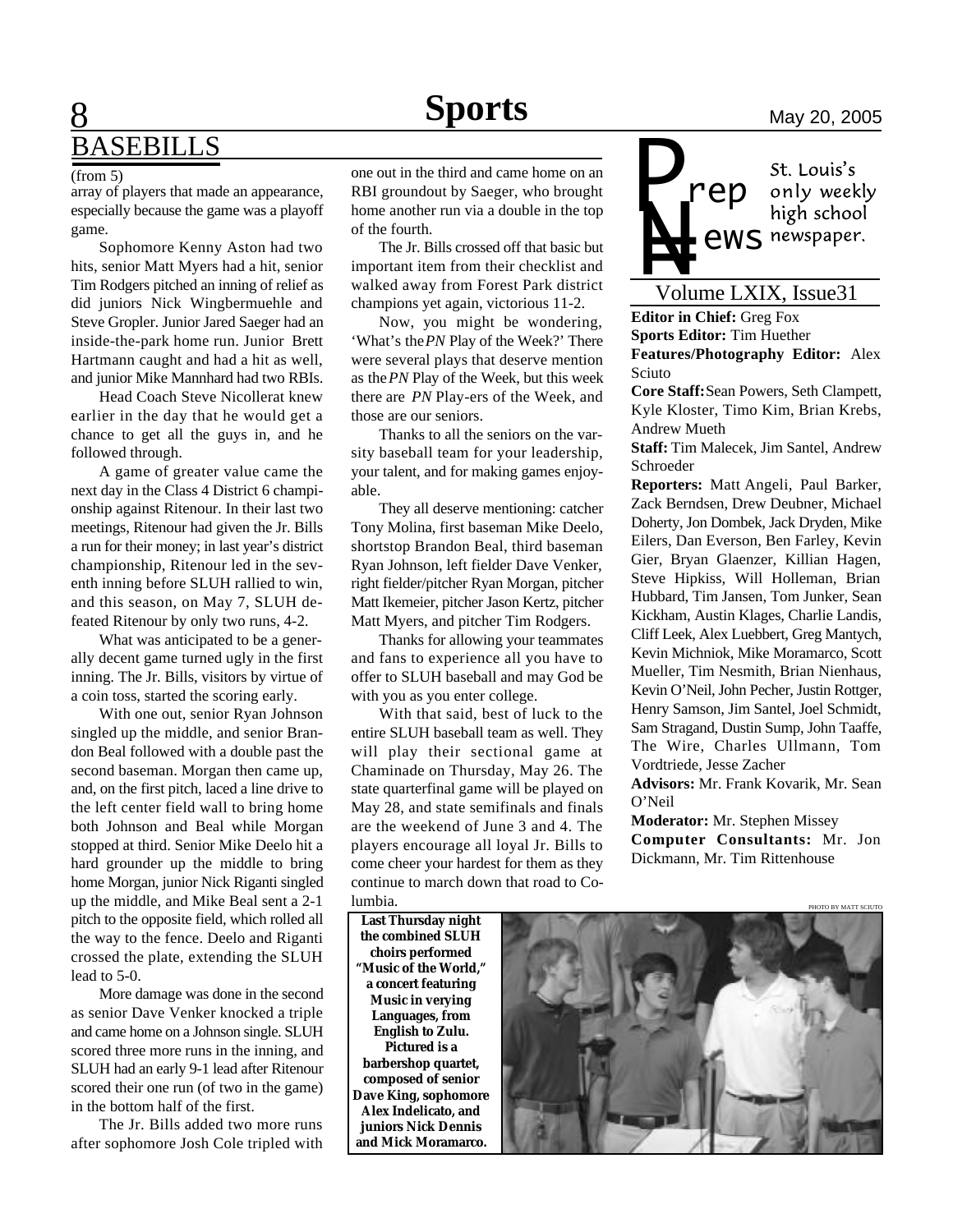## BASEBILLS

(from 5)

array of players that made an appearance, especially because the game was a playoff game.

Sophomore Kenny Aston had two hits, senior Matt Myers had a hit, senior Tim Rodgers pitched an inning of relief as did juniors Nick Wingbermuehle and Steve Gropler. Junior Jared Saeger had an inside-the-park home run. Junior Brett Hartmann caught and had a hit as well, and junior Mike Mannhard had two RBIs.

Head Coach Steve Nicollerat knew earlier in the day that he would get a chance to get all the guys in, and he followed through.

A game of greater value came the next day in the Class 4 District 6 championship against Ritenour. In their last two meetings, Ritenour had given the Jr. Bills a run for their money; in last year's district championship, Ritenour led in the seventh inning before SLUH rallied to win, and this season, on May 7, SLUH defeated Ritenour by only two runs, 4-2.

What was anticipated to be a generally decent game turned ugly in the first inning. The Jr. Bills, visitors by virtue of a coin toss, started the scoring early.

With one out, senior Ryan Johnson singled up the middle, and senior Brandon Beal followed with a double past the second baseman. Morgan then came up, and, on the first pitch, laced a line drive to the left center field wall to bring home both Johnson and Beal while Morgan stopped at third. Senior Mike Deelo hit a hard grounder up the middle to bring home Morgan, junior Nick Riganti singled up the middle, and Mike Beal sent a 2-1 pitch to the opposite field, which rolled all the way to the fence. Deelo and Riganti crossed the plate, extending the SLUH lead to 5-0.

More damage was done in the second as senior Dave Venker knocked a triple and came home on a Johnson single. SLUH scored three more runs in the inning, and SLUH had an early 9-1 lead after Ritenour scored their one run (of two in the game) in the bottom half of the first.

The Jr. Bills added two more runs after sophomore Josh Cole tripled with one out in the third and came home on an RBI groundout by Saeger, who brought home another run via a double in the top of the fourth.

The Jr. Bills crossed off that basic but important item from their checklist and walked away from Forest Park district champions yet again, victorious 11-2.

Now, you might be wondering, 'What's the *PN* Play of the Week?' There were several plays that deserve mention as the *PN* Play of the Week, but this week there are *PN* Play-ers of the Week, and those are our seniors.

Thanks to all the seniors on the varsity baseball team for your leadership, your talent, and for making games enjoyable.

They all deserve mentioning: catcher Tony Molina, first baseman Mike Deelo, shortstop Brandon Beal, third baseman Ryan Johnson, left fielder Dave Venker, right fielder/pitcher Ryan Morgan, pitcher Matt Ikemeier, pitcher Jason Kertz, pitcher Matt Myers, and pitcher Tim Rodgers.

Thanks for allowing your teammates and fans to experience all you have to offer to SLUH baseball and may God be with you as you enter college.

With that said, best of luck to the entire SLUH baseball team as well. They will play their sectional game at Chaminade on Thursday, May 26. The state quarterfinal game will be played on May 28, and state semifinals and finals are the weekend of June 3 and 4. The players encourage all loyal Jr. Bills to come cheer your hardest for them as they continue to march down that road to Columbia.

PHOTO BY MATT SCIUTO

**Last Thursday night the combined SLUH choirs performed "Music of the World," a concert featuring Music in verying Languages, from English to Zulu. Pictured is a barbershop quartet, composed of senior Dave King, sophomore Alex Indelicato, and juniors Nick Dennis and Mick Moramarco.**

---

**Prep News** — St. Louis's only weekly high school newspaper.

Volume LXIX, Issue31

**Editor in Chief:** Greg Fox
**Sports Editor:** Tim Huether
**Features/Photography Editor:** Alex Sciuto
**Core Staff:** Sean Powers, Seth Clampett, Kyle Kloster, Timo Kim, Brian Krebs, Andrew Mueth
**Staff:** Tim Malecek, Jim Santel, Andrew Schroeder
**Reporters:** Matt Angeli, Paul Barker, Zack Berndsen, Drew Deubner, Michael Doherty, Jon Dombek, Jack Dryden, Mike Eilers, Dan Everson, Ben Farley, Kevin Gier, Bryan Glaenzer, Killian Hagen, Steve Hipkiss, Will Holleman, Brian Hubbard, Tim Jansen, Tom Junker, Sean Kickham, Austin Klages, Charlie Landis, Cliff Leek, Alex Luebbert, Greg Mantych, Kevin Michniok, Mike Moramarco, Scott Mueller, Tim Nesmith, Brian Nienhaus, Kevin O'Neil, John Pecher, Justin Rottger, Henry Samson, Jim Santel, Joel Schmidt, Sam Stragand, Dustin Sump, John Taaffe, The Wire, Charles Ullmann, Tom Vordtriede, Jesse Zacher
**Advisors:** Mr. Frank Kovarik, Mr. Sean O'Neil
**Moderator:** Mr. Stephen Missey
**Computer Consultants:** Mr. Jon Dickmann, Mr. Tim Rittenhouse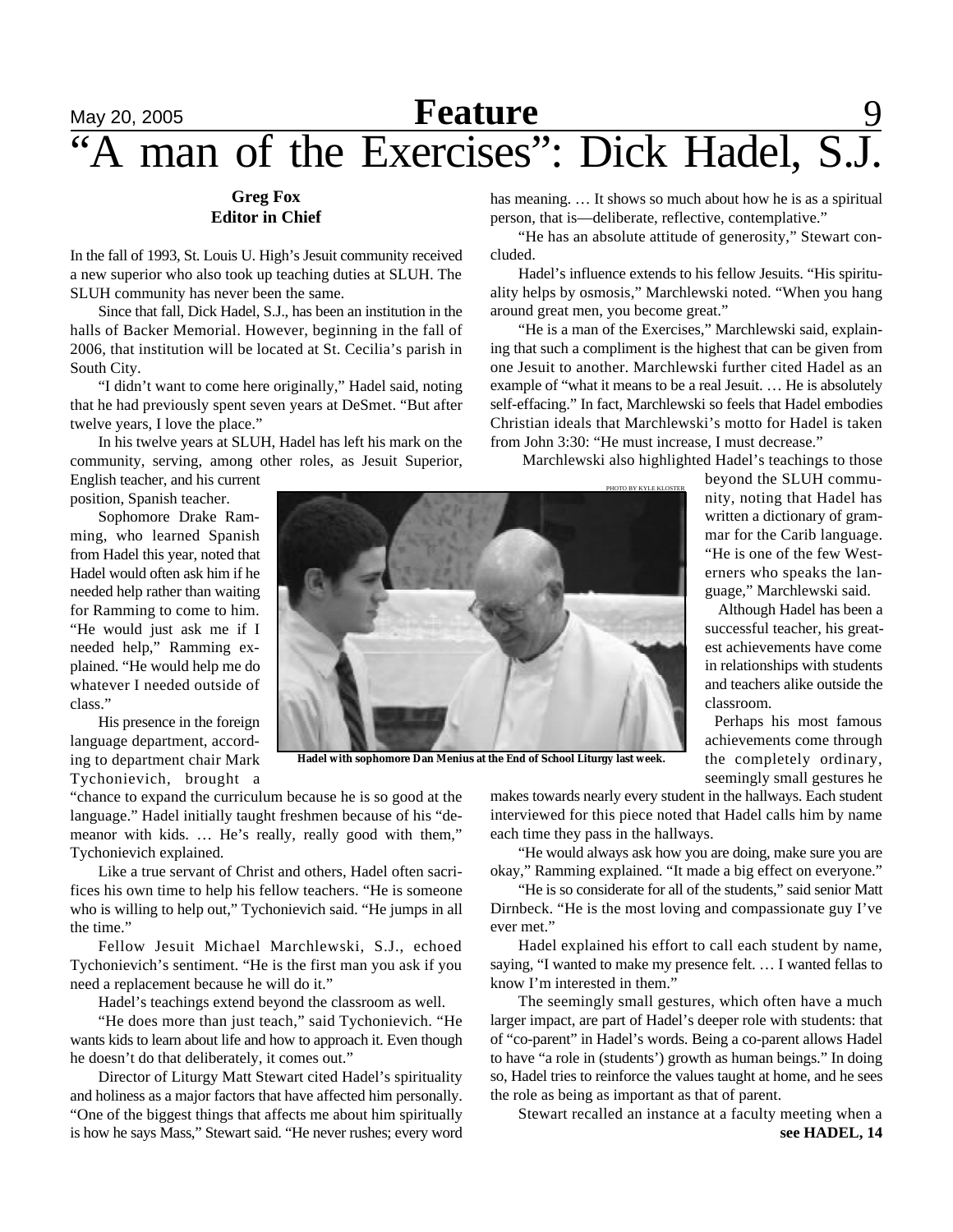# "A man of the Exercises": Dick Hadel, S.J.

**Greg Fox**
**Editor in Chief**

In the fall of 1993, St. Louis U. High's Jesuit community received a new superior who also took up teaching duties at SLUH. The SLUH community has never been the same.

Since that fall, Dick Hadel, S.J., has been an institution in the halls of Backer Memorial. However, beginning in the fall of 2006, that institution will be located at St. Cecilia's parish in South City.

"I didn't want to come here originally," Hadel said, noting that he had previously spent seven years at DeSmet. "But after twelve years, I love the place."

In his twelve years at SLUH, Hadel has left his mark on the community, serving, among other roles, as Jesuit Superior, English teacher, and his current position, Spanish teacher.

Sophomore Drake Ramming, who learned Spanish from Hadel this year, noted that Hadel would often ask him if he needed help rather than waiting for Ramming to come to him. "He would just ask me if I needed help," Ramming explained. "He would help me do whatever I needed outside of class."

His presence in the foreign language department, according to department chair Mark Tychonievich, brought a "chance to expand the curriculum because he is so good at the language." Hadel initially taught freshmen because of his "demeanor with kids. … He's really, really good with them," Tychonievich explained.

Like a true servant of Christ and others, Hadel often sacrifices his own time to help his fellow teachers. "He is someone who is willing to help out," Tychonievich said. "He jumps in all the time."

Fellow Jesuit Michael Marchlewski, S.J., echoed Tychonievich's sentiment. "He is the first man you ask if you need a replacement because he will do it."

Hadel's teachings extend beyond the classroom as well.

"He does more than just teach," said Tychonievich. "He wants kids to learn about life and how to approach it. Even though he doesn't do that deliberately, it comes out."

Director of Liturgy Matt Stewart cited Hadel's spirituality and holiness as a major factors that have affected him personally. "One of the biggest things that affects me about him spiritually is how he says Mass," Stewart said. "He never rushes; every word has meaning. … It shows so much about how he is as a spiritual person, that is—deliberate, reflective, contemplative."

"He has an absolute attitude of generosity," Stewart concluded.

Hadel's influence extends to his fellow Jesuits. "His spirituality helps by osmosis," Marchlewski noted. "When you hang around great men, you become great."

"He is a man of the Exercises," Marchlewski said, explaining that such a compliment is the highest that can be given from one Jesuit to another. Marchlewski further cited Hadel as an example of "what it means to be a real Jesuit. … He is absolutely self-effacing." In fact, Marchlewski so feels that Hadel embodies Christian ideals that Marchlewski's motto for Hadel is taken from John 3:30: "He must increase, I must decrease."

Marchlewski also highlighted Hadel's teachings to those beyond the SLUH community, noting that Hadel has written a dictionary of grammar for the Carib language. "He is one of the few Westerners who speaks the language," Marchlewski said.

PHOTO BY KYLE KLOSTER

Hadel with sophomore Dan Menius at the End of School Liturgy last week.

Although Hadel has been a successful teacher, his greatest achievements have come in relationships with students and teachers alike outside the classroom.

Perhaps his most famous achievements come through the completely ordinary, seemingly small gestures he makes towards nearly every student in the hallways. Each student interviewed for this piece noted that Hadel calls him by name each time they pass in the hallways.

"He would always ask how you are doing, make sure you are okay," Ramming explained. "It made a big effect on everyone."

"He is so considerate for all of the students," said senior Matt Dirnbeck. "He is the most loving and compassionate guy I've ever met."

Hadel explained his effort to call each student by name, saying, "I wanted to make my presence felt. … I wanted fellas to know I'm interested in them."

The seemingly small gestures, which often have a much larger impact, are part of Hadel's deeper role with students: that of "co-parent" in Hadel's words. Being a co-parent allows Hadel to have "a role in (students') growth as human beings." In doing so, Hadel tries to reinforce the values taught at home, and he sees the role as being as important as that of parent.

Stewart recalled an instance at a faculty meeting when a

**see HADEL, 14**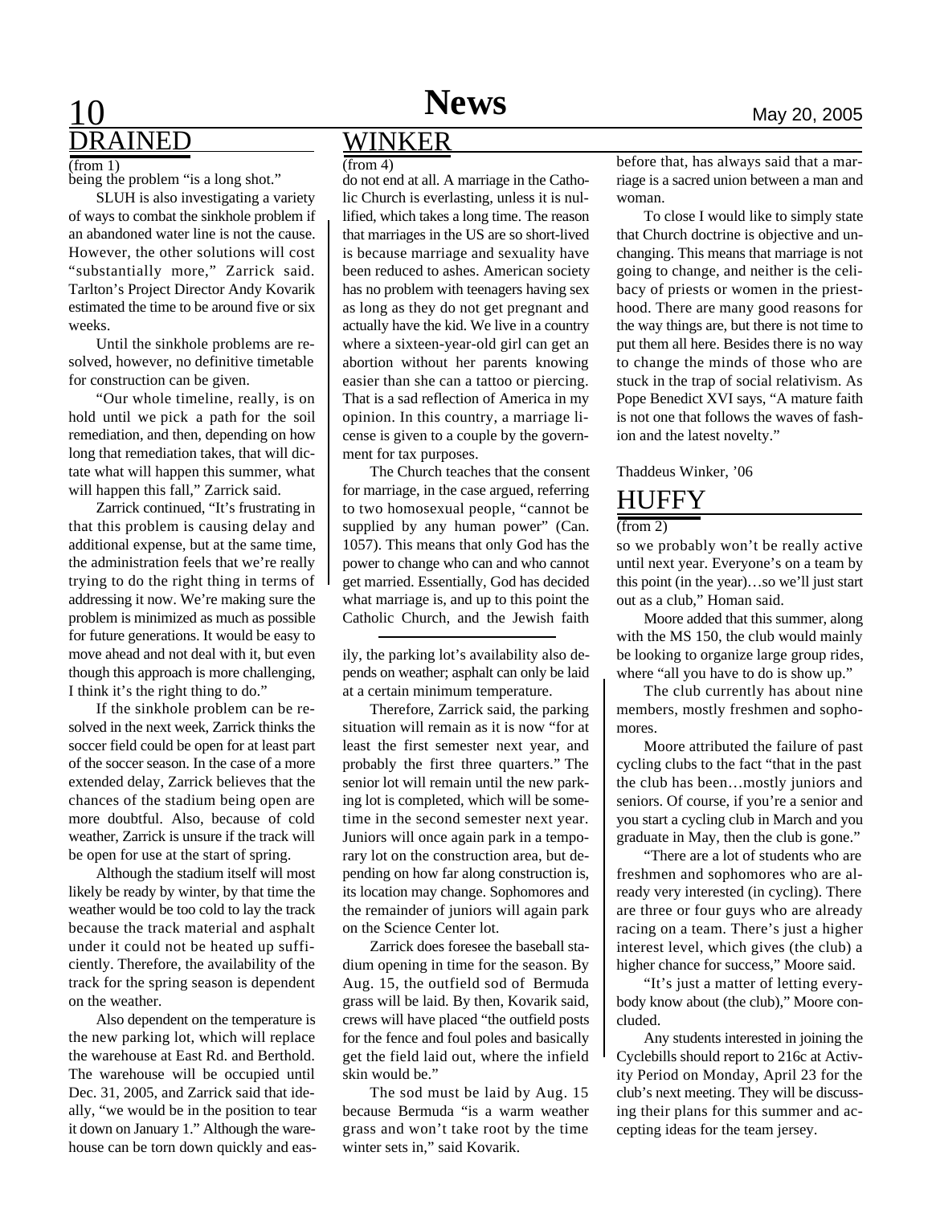## DRAINED

(from 1)

being the problem "is a long shot."

SLUH is also investigating a variety of ways to combat the sinkhole problem if an abandoned water line is not the cause. However, the other solutions will cost "substantially more," Zarrick said. Tarlton's Project Director Andy Kovarik estimated the time to be around five or six weeks.

Until the sinkhole problems are resolved, however, no definitive timetable for construction can be given.

"Our whole timeline, really, is on hold until we pick a path for the soil remediation, and then, depending on how long that remediation takes, that will dictate what will happen this summer, what will happen this fall," Zarrick said.

Zarrick continued, "It's frustrating in that this problem is causing delay and additional expense, but at the same time, the administration feels that we're really trying to do the right thing in terms of addressing it now. We're making sure the problem is minimized as much as possible for future generations. It would be easy to move ahead and not deal with it, but even though this approach is more challenging, I think it's the right thing to do."

If the sinkhole problem can be resolved in the next week, Zarrick thinks the soccer field could be open for at least part of the soccer season. In the case of a more extended delay, Zarrick believes that the chances of the stadium being open are more doubtful. Also, because of cold weather, Zarrick is unsure if the track will be open for use at the start of spring.

Although the stadium itself will most likely be ready by winter, by that time the weather would be too cold to lay the track because the track material and asphalt under it could not be heated up sufficiently. Therefore, the availability of the track for the spring season is dependent on the weather.

Also dependent on the temperature is the new parking lot, which will replace the warehouse at East Rd. and Berthold. The warehouse will be occupied until Dec. 31, 2005, and Zarrick said that ideally, "we would be in the position to tear it down on January 1." Although the warehouse can be torn down quickly and easily, the parking lot's availability also depends on weather; asphalt can only be laid at a certain minimum temperature.

Therefore, Zarrick said, the parking situation will remain as it is now "for at least the first semester next year, and probably the first three quarters." The senior lot will remain until the new parking lot is completed, which will be sometime in the second semester next year. Juniors will once again park in a temporary lot on the construction area, but depending on how far along construction is, its location may change. Sophomores and the remainder of juniors will again park on the Science Center lot.

Zarrick does foresee the baseball stadium opening in time for the season. By Aug. 15, the outfield sod of Bermuda grass will be laid. By then, Kovarik said, crews will have placed "the outfield posts for the fence and foul poles and basically get the field laid out, where the infield skin would be."

The sod must be laid by Aug. 15 because Bermuda "is a warm weather grass and won't take root by the time winter sets in," said Kovarik.

## WINKER

(from 4)

do not end at all. A marriage in the Catholic Church is everlasting, unless it is nullified, which takes a long time. The reason that marriages in the US are so short-lived is because marriage and sexuality have been reduced to ashes. American society has no problem with teenagers having sex as long as they do not get pregnant and actually have the kid. We live in a country where a sixteen-year-old girl can get an abortion without her parents knowing easier than she can a tattoo or piercing. That is a sad reflection of America in my opinion. In this country, a marriage license is given to a couple by the government for tax purposes.

The Church teaches that the consent for marriage, in the case argued, referring to two homosexual people, "cannot be supplied by any human power" (Can. 1057). This means that only God has the power to change who can and who cannot get married. Essentially, God has decided what marriage is, and up to this point the Catholic Church, and the Jewish faith before that, has always said that a marriage is a sacred union between a man and woman.

To close I would like to simply state that Church doctrine is objective and unchanging. This means that marriage is not going to change, and neither is the celibacy of priests or women in the priesthood. There are many good reasons for the way things are, but there is not time to put them all here. Besides there is no way to change the minds of those who are stuck in the trap of social relativism. As Pope Benedict XVI says, "A mature faith is not one that follows the waves of fashion and the latest novelty."

Thaddeus Winker, '06

## HUFFY

(from 2)

so we probably won't be really active until next year. Everyone's on a team by this point (in the year)…so we'll just start out as a club," Homan said.

Moore added that this summer, along with the MS 150, the club would mainly be looking to organize large group rides, where "all you have to do is show up."

The club currently has about nine members, mostly freshmen and sophomores.

Moore attributed the failure of past cycling clubs to the fact "that in the past the club has been…mostly juniors and seniors. Of course, if you're a senior and you start a cycling club in March and you graduate in May, then the club is gone."

"There are a lot of students who are freshmen and sophomores who are already very interested (in cycling). There are three or four guys who are already racing on a team. There's just a higher interest level, which gives (the club) a higher chance for success," Moore said.

"It's just a matter of letting everybody know about (the club)," Moore concluded.

Any students interested in joining the Cyclebills should report to 216c at Activity Period on Monday, April 23 for the club's next meeting. They will be discussing their plans for this summer and accepting ideas for the team jersey.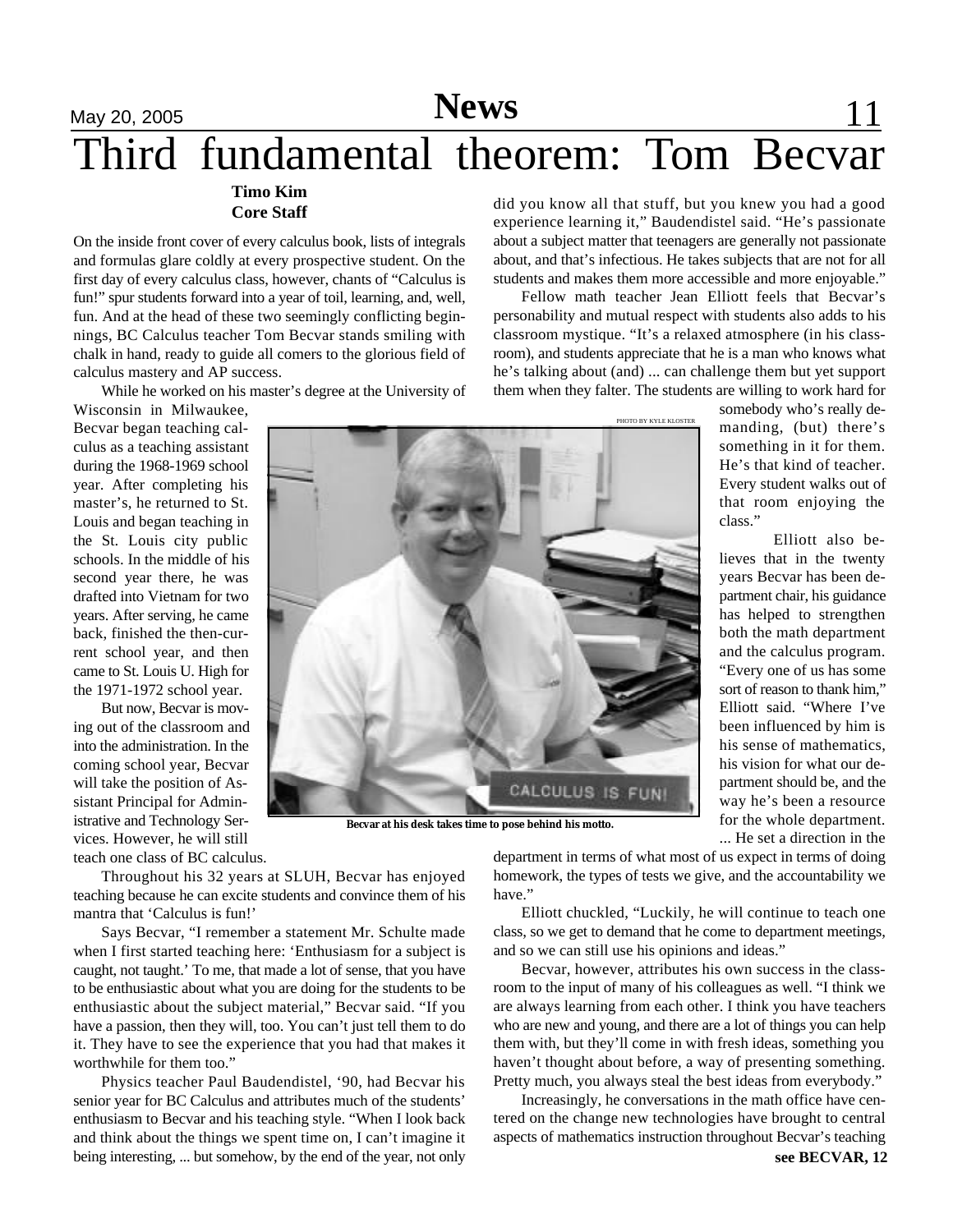# Third fundamental theorem: Tom Becvar

**Timo Kim**
**Core Staff**

On the inside front cover of every calculus book, lists of integrals and formulas glare coldly at every prospective student. On the first day of every calculus class, however, chants of "Calculus is fun!" spur students forward into a year of toil, learning, and, well, fun. And at the head of these two seemingly conflicting beginnings, BC Calculus teacher Tom Becvar stands smiling with chalk in hand, ready to guide all comers to the glorious field of calculus mastery and AP success.

While he worked on his master's degree at the University of Wisconsin in Milwaukee, Becvar began teaching calculus as a teaching assistant during the 1968-1969 school year. After completing his master's, he returned to St. Louis and began teaching in the St. Louis city public schools. In the middle of his second year there, he was drafted into Vietnam for two years. After serving, he came back, finished the then-current school year, and then came to St. Louis U. High for the 1971-1972 school year.

But now, Becvar is moving out of the classroom and into the administration. In the coming school year, Becvar will take the position of Assistant Principal for Administrative and Technology Services. However, he will still teach one class of BC calculus.

PHOTO BY KYLE KLOSTER

Becvar at his desk takes time to pose behind his motto.

Throughout his 32 years at SLUH, Becvar has enjoyed teaching because he can excite students and convince them of his mantra that 'Calculus is fun!'

Says Becvar, "I remember a statement Mr. Schulte made when I first started teaching here: 'Enthusiasm for a subject is caught, not taught.' To me, that made a lot of sense, that you have to be enthusiastic about what you are doing for the students to be enthusiastic about the subject material," Becvar said. "If you have a passion, then they will, too. You can't just tell them to do it. They have to see the experience that you had that makes it worthwhile for them too."

Physics teacher Paul Baudendistel, '90, had Becvar his senior year for BC Calculus and attributes much of the students' enthusiasm to Becvar and his teaching style. "When I look back and think about the things we spent time on, I can't imagine it being interesting, ... but somehow, by the end of the year, not only did you know all that stuff, but you knew you had a good experience learning it," Baudendistel said. "He's passionate about a subject matter that teenagers are generally not passionate about, and that's infectious. He takes subjects that are not for all students and makes them more accessible and more enjoyable."

Fellow math teacher Jean Elliott feels that Becvar's personability and mutual respect with students also adds to his classroom mystique. "It's a relaxed atmosphere (in his classroom), and students appreciate that he is a man who knows what he's talking about (and) ... can challenge them but yet support them when they falter. The students are willing to work hard for somebody who's really demanding, (but) there's something in it for them. He's that kind of teacher. Every student walks out of that room enjoying the class."

Elliott also believes that in the twenty years Becvar has been department chair, his guidance has helped to strengthen both the math department and the calculus program. "Every one of us has some sort of reason to thank him," Elliott said. "Where I've been influenced by him is his sense of mathematics, his vision for what our department should be, and the way he's been a resource for the whole department. ... He set a direction in the department in terms of what most of us expect in terms of doing homework, the types of tests we give, and the accountability we have."

Elliott chuckled, "Luckily, he will continue to teach one class, so we get to demand that he come to department meetings, and so we can still use his opinions and ideas."

Becvar, however, attributes his own success in the classroom to the input of many of his colleagues as well. "I think we are always learning from each other. I think you have teachers who are new and young, and there are a lot of things you can help them with, but they'll come in with fresh ideas, something you haven't thought about before, a way of presenting something. Pretty much, you always steal the best ideas from everybody."

Increasingly, he conversations in the math office have centered on the change new technologies have brought to central aspects of mathematics instruction throughout Becvar's teaching

**see BECVAR, 12**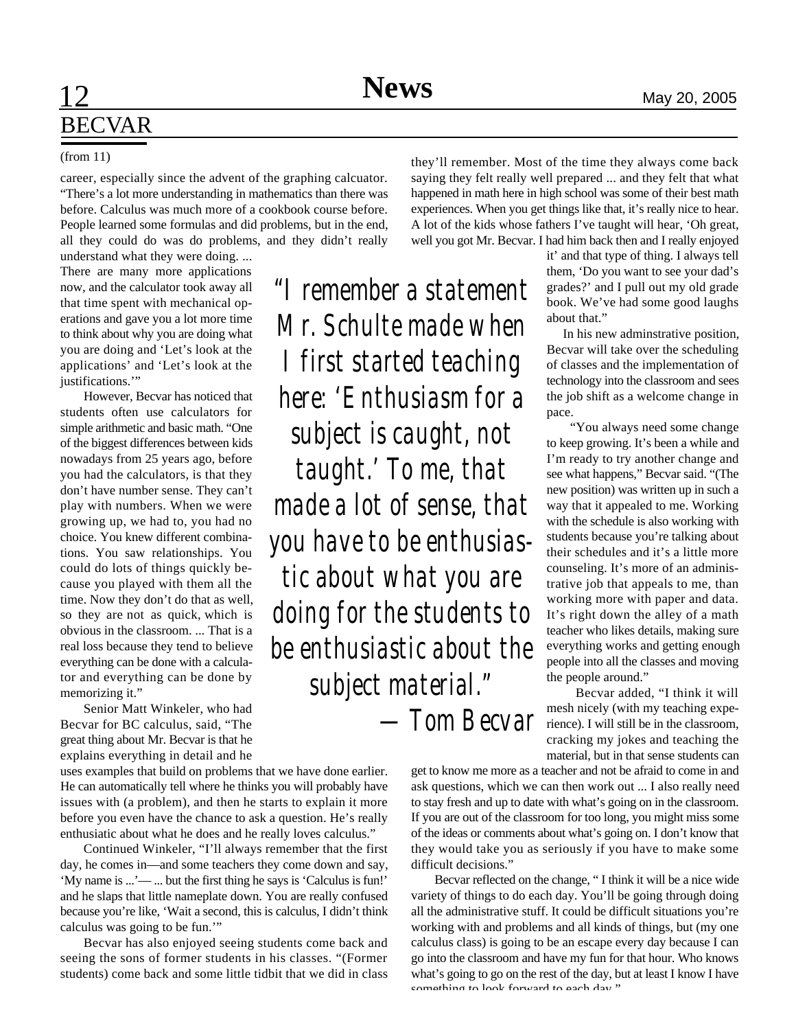## BECVAR

(from 11)

career, especially since the advent of the graphing calcuator. "There's a lot more understanding in mathematics than there was before. Calculus was much more of a cookbook course before. People learned some formulas and did problems, but in the end, all they could do was do problems, and they didn't really understand what they were doing. ... There are many more applications now, and the calculator took away all that time spent with mechanical operations and gave you a lot more time to think about why you are doing what you are doing and 'Let's look at the applications' and 'Let's look at the justifications.'"

However, Becvar has noticed that students often use calculators for simple arithmetic and basic math. "One of the biggest differences between kids nowadays from 25 years ago, before you had the calculators, is that they don't have number sense. They can't play with numbers. When we were growing up, we had to, you had no choice. You knew different combinations. You saw relationships. You could do lots of things quickly because you played with them all the time. Now they don't do that as well, so they are not as quick, which is obvious in the classroom. ... That is a real loss because they tend to believe everything can be done with a calculator and everything can be done by memorizing it."

Senior Matt Winkeler, who had Becvar for BC calculus, said, "The great thing about Mr. Becvar is that he explains everything in detail and he uses examples that build on problems that we have done earlier. He can automatically tell where he thinks you will probably have issues with (a problem), and then he starts to explain it more before you even have the chance to ask a question. He's really enthusiatic about what he does and he really loves calculus."

Continued Winkeler, "I'll always remember that the first day, he comes in—and some teachers they come down and say, 'My name is ...'— ... but the first thing he says is 'Calculus is fun!' and he slaps that little nameplate down. You are really confused because you're like, 'Wait a second, this is calculus, I didn't think calculus was going to be fun.'"

Becvar has also enjoyed seeing students come back and seeing the sons of former students in his classes. "(Former students) come back and some little tidbit that we did in class they'll remember. Most of the time they always come back saying they felt really well prepared ... and they felt that what happened in math here in high school was some of their best math experiences. When you get things like that, it's really nice to hear. A lot of the kids whose fathers I've taught will hear, 'Oh great, well you got Mr. Becvar. I had him back then and I really enjoyed it' and that type of thing. I always tell them, 'Do you want to see your dad's grades?' and I pull out my old grade book. We've had some good laughs about that."

> *"I remember a statement Mr. Schulte made when I first started teaching here: 'Enthusiasm for a subject is caught, not taught.' To me, that made a lot of sense, that you have to be enthusiastic about what you are doing for the students to be enthusiastic about the subject material."*
>
> *— Tom Becvar*

In his new adminstrative position, Becvar will take over the scheduling of classes and the implementation of technology into the classroom and sees the job shift as a welcome change in pace.

"You always need some change to keep growing. It's been a while and I'm ready to try another change and see what happens," Becvar said. "(The new position) was written up in such a way that it appealed to me. Working with the schedule is also working with students because you're talking about their schedules and it's a little more counseling. It's more of an administrative job that appeals to me, than working more with paper and data. It's right down the alley of a math teacher who likes details, making sure everything works and getting enough people into all the classes and moving the people around."

Becvar added, "I think it will mesh nicely (with my teaching experience). I will still be in the classroom, cracking my jokes and teaching the material, but in that sense students can get to know me more as a teacher and not be afraid to come in and ask questions, which we can then work out ... I also really need to stay fresh and up to date with what's going on in the classroom. If you are out of the classroom for too long, you might miss some of the ideas or comments about what's going on. I don't know that they would take you as seriously if you have to make some difficult decisions."

Becvar reflected on the change, " I think it will be a nice wide variety of things to do each day. You'll be going through doing all the administrative stuff. It could be difficult situations you're working with and problems and all kinds of things, but (my one calculus class) is going to be an escape every day because I can go into the classroom and have my fun for that hour. Who knows what's going to go on the rest of the day, but at least I know I have something to look forward to each day."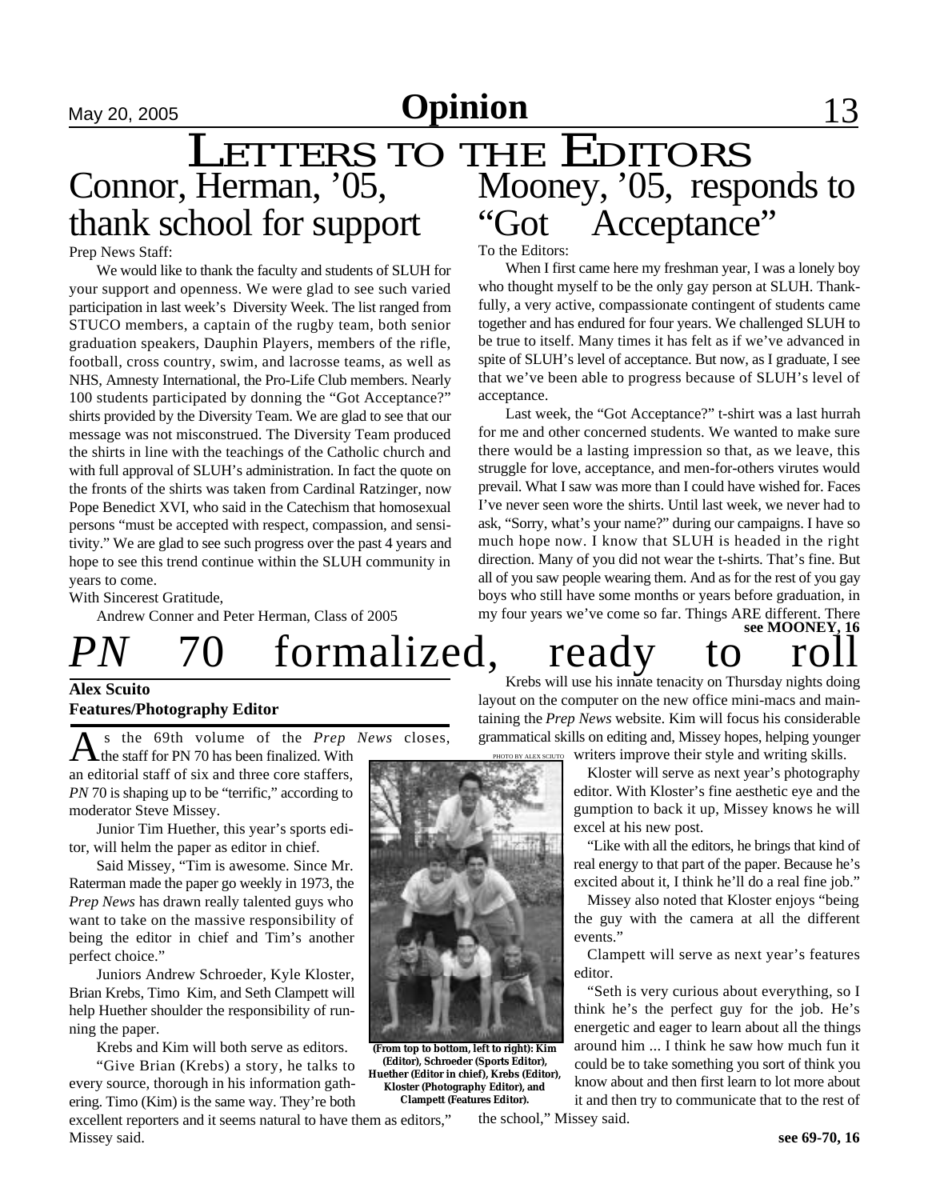# Letters to the Editors

## Connor, Herman, '05, thank school for support

Prep News Staff:

We would like to thank the faculty and students of SLUH for your support and openness. We were glad to see such varied participation in last week's Diversity Week. The list ranged from STUCO members, a captain of the rugby team, both senior graduation speakers, Dauphin Players, members of the rifle, football, cross country, swim, and lacrosse teams, as well as NHS, Amnesty International, the Pro-Life Club members. Nearly 100 students participated by donning the "Got Acceptance?" shirts provided by the Diversity Team. We are glad to see that our message was not misconstrued. The Diversity Team produced the shirts in line with the teachings of the Catholic church and with full approval of SLUH's administration. In fact the quote on the fronts of the shirts was taken from Cardinal Ratzinger, now Pope Benedict XVI, who said in the Catechism that homosexual persons "must be accepted with respect, compassion, and sensitivity." We are glad to see such progress over the past 4 years and hope to see this trend continue within the SLUH community in years to come.

With Sincerest Gratitude,

Andrew Conner and Peter Herman, Class of 2005

## Mooney, '05, responds to "Got Acceptance"

To the Editors:

When I first came here my freshman year, I was a lonely boy who thought myself to be the only gay person at SLUH. Thankfully, a very active, compassionate contingent of students came together and has endured for four years. We challenged SLUH to be true to itself. Many times it has felt as if we've advanced in spite of SLUH's level of acceptance. But now, as I graduate, I see that we've been able to progress because of SLUH's level of acceptance.

Last week, the "Got Acceptance?" t-shirt was a last hurrah for me and other concerned students. We wanted to make sure there would be a lasting impression so that, as we leave, this struggle for love, acceptance, and men-for-others virutes would prevail. What I saw was more than I could have wished for. Faces I've never seen wore the shirts. Until last week, we never had to ask, "Sorry, what's your name?" during our campaigns. I have so much hope now. I know that SLUH is headed in the right direction. Many of you did not wear the t-shirts. That's fine. But all of you saw people wearing them. And as for the rest of you gay boys who still have some months or years before graduation, in my four years we've come so far. Things ARE different. There

**see MOONEY, 16**

# *PN* 70 formalized, ready to roll

**Alex Scuito**
**Features/Photography Editor**

As the 69th volume of the *Prep News* closes, the staff for PN 70 has been finalized. With an editorial staff of six and three core staffers, *PN* 70 is shaping up to be "terrific," according to moderator Steve Missey.

Junior Tim Huether, this year's sports editor, will helm the paper as editor in chief.

Said Missey, "Tim is awesome. Since Mr. Raterman made the paper go weekly in 1973, the *Prep News* has drawn really talented guys who want to take on the massive responsibility of being the editor in chief and Tim's another perfect choice."

Juniors Andrew Schroeder, Kyle Kloster, Brian Krebs, Timo Kim, and Seth Clampett will help Huether shoulder the responsibility of running the paper.

Krebs and Kim will both serve as editors.

"Give Brian (Krebs) a story, he talks to every source, thorough in his information gathering. Timo (Kim) is the same way. They're both excellent reporters and it seems natural to have them as editors," Missey said.

Krebs will use his innate tenacity on Thursday nights doing layout on the computer on the new office mini-macs and maintaining the *Prep News* website. Kim will focus his considerable grammatical skills on editing and, Missey hopes, helping younger writers improve their style and writing skills.

PHOTO BY ALEX SCIUTO

**(From top to bottom, left to right): Kim (Editor), Schroeder (Sports Editor), Huether (Editor in chief), Krebs (Editor), Kloster (Photography Editor), and Clampett (Features Editor).**

Kloster will serve as next year's photography editor. With Kloster's fine aesthetic eye and the gumption to back it up, Missey knows he will excel at his new post.

"Like with all the editors, he brings that kind of real energy to that part of the paper. Because he's excited about it, I think he'll do a real fine job."

Missey also noted that Kloster enjoys "being the guy with the camera at all the different events."

Clampett will serve as next year's features editor.

"Seth is very curious about everything, so I think he's the perfect guy for the job. He's energetic and eager to learn about all the things around him ... I think he saw how much fun it could be to take something you sort of think you know about and then first learn to lot more about it and then try to communicate that to the rest of the school," Missey said.

**see 69-70, 16**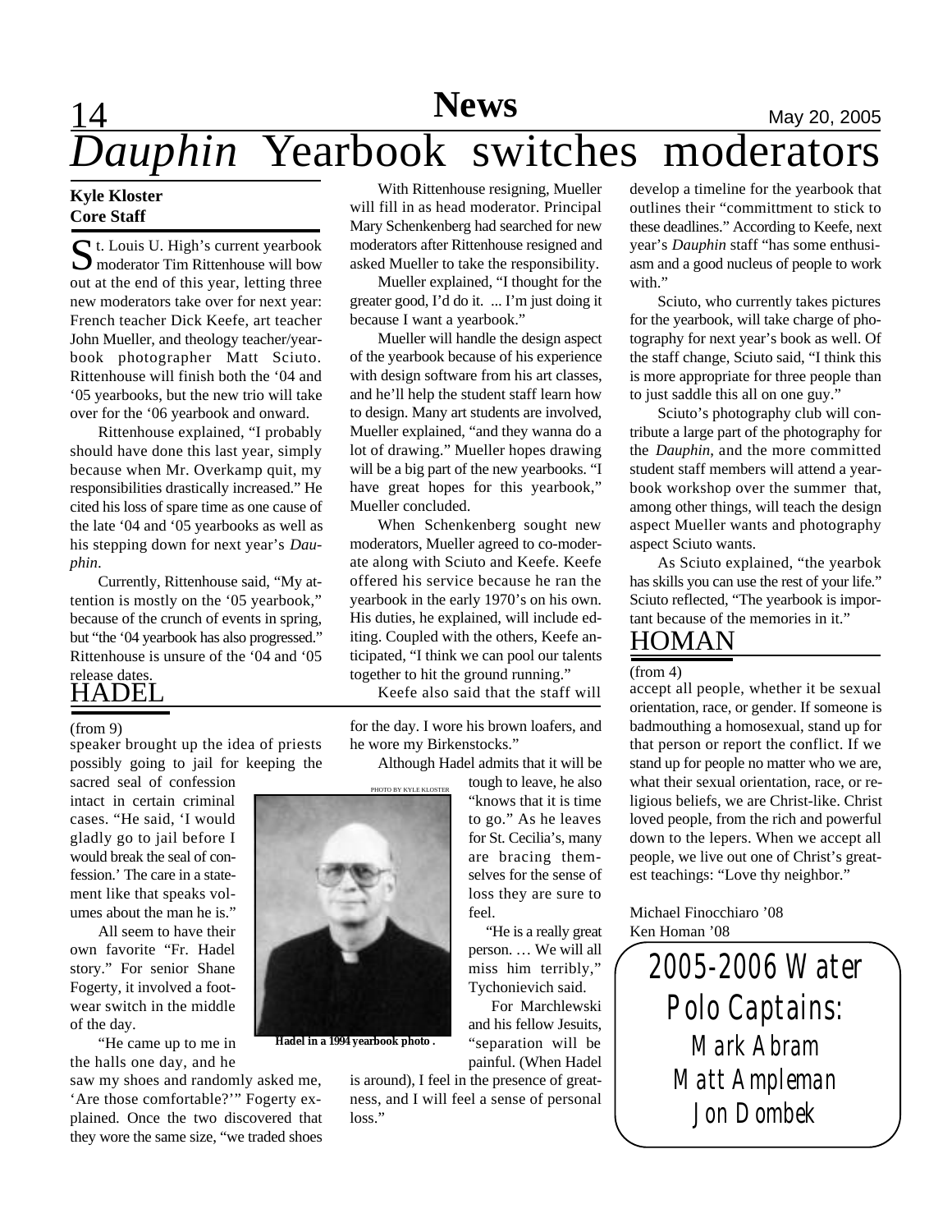# *Dauphin* Yearbook switches moderators

**Kyle Kloster**
**Core Staff**

St. Louis U. High's current yearbook moderator Tim Rittenhouse will bow out at the end of this year, letting three new moderators take over for next year: French teacher Dick Keefe, art teacher John Mueller, and theology teacher/yearbook photographer Matt Sciuto. Rittenhouse will finish both the '04 and '05 yearbooks, but the new trio will take over for the '06 yearbook and onward.

Rittenhouse explained, "I probably should have done this last year, simply because when Mr. Overkamp quit, my responsibilities drastically increased." He cited his loss of spare time as one cause of the late '04 and '05 yearbooks as well as his stepping down for next year's *Dauphin*.

Currently, Rittenhouse said, "My attention is mostly on the '05 yearbook," because of the crunch of events in spring, but "the '04 yearbook has also progressed." Rittenhouse is unsure of the '04 and '05 release dates.

With Rittenhouse resigning, Mueller will fill in as head moderator. Principal Mary Schenkenberg had searched for new moderators after Rittenhouse resigned and asked Mueller to take the responsibility.

Mueller explained, "I thought for the greater good, I'd do it. ... I'm just doing it because I want a yearbook."

Mueller will handle the design aspect of the yearbook because of his experience with design software from his art classes, and he'll help the student staff learn how to design. Many art students are involved, Mueller explained, "and they wanna do a lot of drawing." Mueller hopes drawing will be a big part of the new yearbooks. "I have great hopes for this yearbook," Mueller concluded.

When Schenkenberg sought new moderators, Mueller agreed to co-moderate along with Sciuto and Keefe. Keefe offered his service because he ran the yearbook in the early 1970's on his own. His duties, he explained, will include editing. Coupled with the others, Keefe anticipated, "I think we can pool our talents together to hit the ground running."

Keefe also said that the staff will develop a timeline for the yearbook that outlines their "committment to stick to these deadlines." According to Keefe, next year's *Dauphin* staff "has some enthusiasm and a good nucleus of people to work with."

Sciuto, who currently takes pictures for the yearbook, will take charge of photography for next year's book as well. Of the staff change, Sciuto said, "I think this is more appropriate for three people than to just saddle this all on one guy."

Sciuto's photography club will contribute a large part of the photography for the *Dauphin*, and the more committed student staff members will attend a yearbook workshop over the summer that, among other things, will teach the design aspect Mueller wants and photography aspect Sciuto wants.

As Sciuto explained, "the yearbok has skills you can use the rest of your life." Sciuto reflected, "The yearbook is important because of the memories in it."

## HADEL

(from 9)

speaker brought up the idea of priests possibly going to jail for keeping the sacred seal of confession intact in certain criminal cases. "He said, 'I would gladly go to jail before I would break the seal of confession.' The care in a statement like that speaks volumes about the man he is."

All seem to have their own favorite "Fr. Hadel story." For senior Shane Fogerty, it involved a footwear switch in the middle of the day.

"He came up to me in the halls one day, and he saw my shoes and randomly asked me, 'Are those comfortable?'" Fogerty explained. Once the two discovered that they wore the same size, "we traded shoes for the day. I wore his brown loafers, and he wore my Birkenstocks."

PHOTO BY KYLE KLOSTER

**Hadel in a 1994 yearbook photo .**

Although Hadel admits that it will be tough to leave, he also "knows that it is time to go." As he leaves for St. Cecilia's, many are bracing themselves for the sense of loss they are sure to feel.

"He is a really great person. … We will all miss him terribly," Tychonievich said.

For Marchlewski and his fellow Jesuits, "separation will be painful. (When Hadel is around), I feel in the presence of greatness, and I will feel a sense of personal loss."

## HOMAN

(from 4)

accept all people, whether it be sexual orientation, race, or gender. If someone is badmouthing a homosexual, stand up for that person or report the conflict. If we stand up for people no matter who we are, what their sexual orientation, race, or religious beliefs, we are Christ-like. Christ loved people, from the rich and powerful down to the lepers. When we accept all people, we live out one of Christ's greatest teachings: "Love thy neighbor."

Michael Finocchiaro '08
Ken Homan '08

**2005-2006 Water Polo Captains:**
Mark Abram
Matt Ampleman
Jon Dombek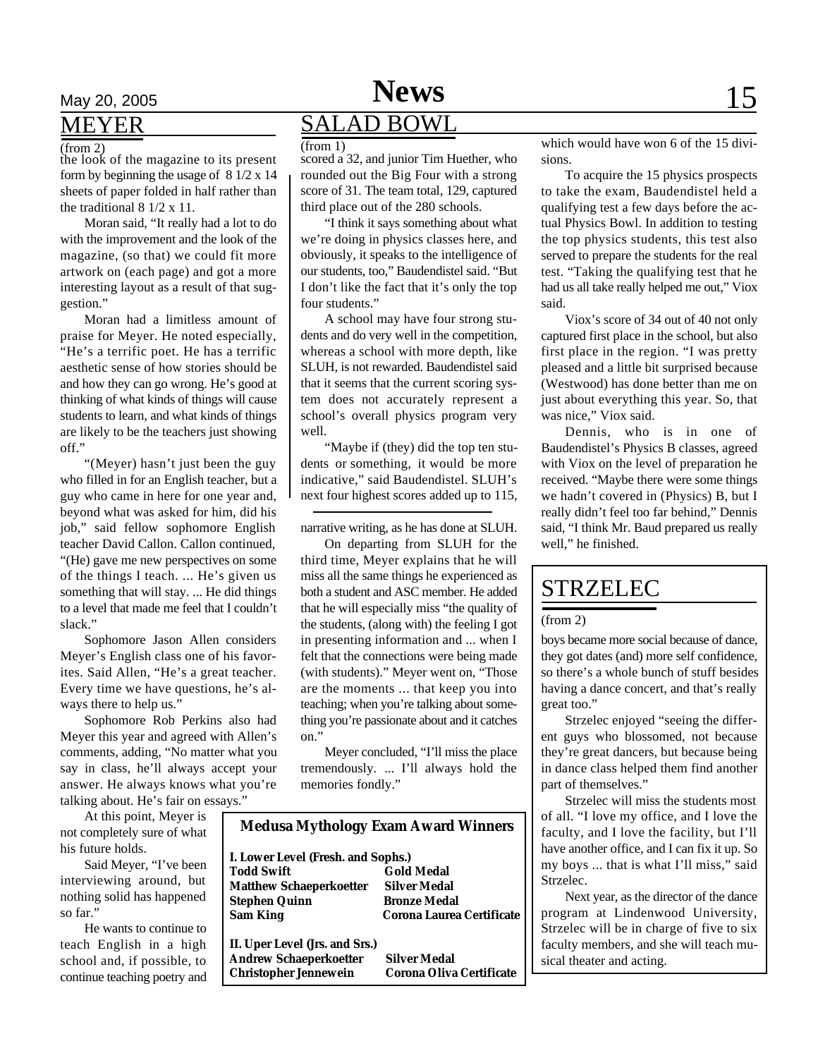## MEYER

(from 2)

the look of the magazine to its present form by beginning the usage of 8 1/2 x 14 sheets of paper folded in half rather than the traditional 8 1/2 x 11.

Moran said, "It really had a lot to do with the improvement and the look of the magazine, (so that) we could fit more artwork on (each page) and got a more interesting layout as a result of that suggestion."

Moran had a limitless amount of praise for Meyer. He noted especially, "He's a terrific poet. He has a terrific aesthetic sense of how stories should be and how they can go wrong. He's good at thinking of what kinds of things will cause students to learn, and what kinds of things are likely to be the teachers just showing off."

"(Meyer) hasn't just been the guy who filled in for an English teacher, but a guy who came in here for one year and, beyond what was asked for him, did his job," said fellow sophomore English teacher David Callon. Callon continued, "(He) gave me new perspectives on some of the things I teach. ... He's given us something that will stay. ... He did things to a level that made me feel that I couldn't slack."

Sophomore Jason Allen considers Meyer's English class one of his favorites. Said Allen, "He's a great teacher. Every time we have questions, he's always there to help us."

Sophomore Rob Perkins also had Meyer this year and agreed with Allen's comments, adding, "No matter what you say in class, he'll always accept your answer. He always knows what you're talking about. He's fair on essays."

At this point, Meyer is not completely sure of what his future holds.

Said Meyer, "I've been interviewing around, but nothing solid has happened so far."

He wants to continue to teach English in a high school and, if possible, to continue teaching poetry and narrative writing, as he has done at SLUH.

On departing from SLUH for the third time, Meyer explains that he will miss all the same things he experienced as both a student and ASC member. He added that he will especially miss "the quality of the students, (along with) the feeling I got in presenting information and ... when I felt that the connections were being made (with students)." Meyer went on, "Those are the moments ... that keep you into teaching; when you're talking about something you're passionate about and it catches on."

Meyer concluded, "I'll miss the place tremendously. ... I'll always hold the memories fondly."

## SALAD BOWL

(from 1)

scored a 32, and junior Tim Huether, who rounded out the Big Four with a strong score of 31. The team total, 129, captured third place out of the 280 schools.

"I think it says something about what we're doing in physics classes here, and obviously, it speaks to the intelligence of our students, too," Baudendistel said. "But I don't like the fact that it's only the top four students."

A school may have four strong students and do very well in the competition, whereas a school with more depth, like SLUH, is not rewarded. Baudendistel said that it seems that the current scoring system does not accurately represent a school's overall physics program very well.

"Maybe if (they) did the top ten students or something, it would be more indicative," said Baudendistel. SLUH's next four highest scores added up to 115, which would have won 6 of the 15 divisions.

To acquire the 15 physics prospects to take the exam, Baudendistel held a qualifying test a few days before the actual Physics Bowl. In addition to testing the top physics students, this test also served to prepare the students for the real test. "Taking the qualifying test that he had us all take really helped me out," Viox said.

Viox's score of 34 out of 40 not only captured first place in the school, but also first place in the region. "I was pretty pleased and a little bit surprised because (Westwood) has done better than me on just about everything this year. So, that was nice," Viox said.

Dennis, who is in one of Baudendistel's Physics B classes, agreed with Viox on the level of preparation he received. "Maybe there were some things we hadn't covered in (Physics) B, but I really didn't feel too far behind," Dennis said, "I think Mr. Baud prepared us really well," he finished.

### Medusa Mythology Exam Award Winners

**I. Lower Level (Fresh. and Sophs.)**

| | |
|---|---|
| **Todd Swift** | **Gold Medal** |
| **Matthew Schaeperkoetter** | **Silver Medal** |
| **Stephen Quinn** | **Bronze Medal** |
| **Sam King** | **Corona Laurea Certificate** |

**II. Uper Level (Jrs. and Srs.)**

| | |
|---|---|
| **Andrew Schaeperkoetter** | **Silver Medal** |
| **Christopher Jennewein** | **Corona Oliva Certificate** |

## STRZELEC

(from 2)

boys became more social because of dance, they got dates (and) more self confidence, so there's a whole bunch of stuff besides having a dance concert, and that's really great too."

Strzelec enjoyed "seeing the different guys who blossomed, not because they're great dancers, but because being in dance class helped them find another part of themselves."

Strzelec will miss the students most of all. "I love my office, and I love the faculty, and I love the facility, but I'll have another office, and I can fix it up. So my boys ... that is what I'll miss," said Strzelec.

Next year, as the director of the dance program at Lindenwood University, Strzelec will be in charge of five to six faculty members, and she will teach musical theater and acting.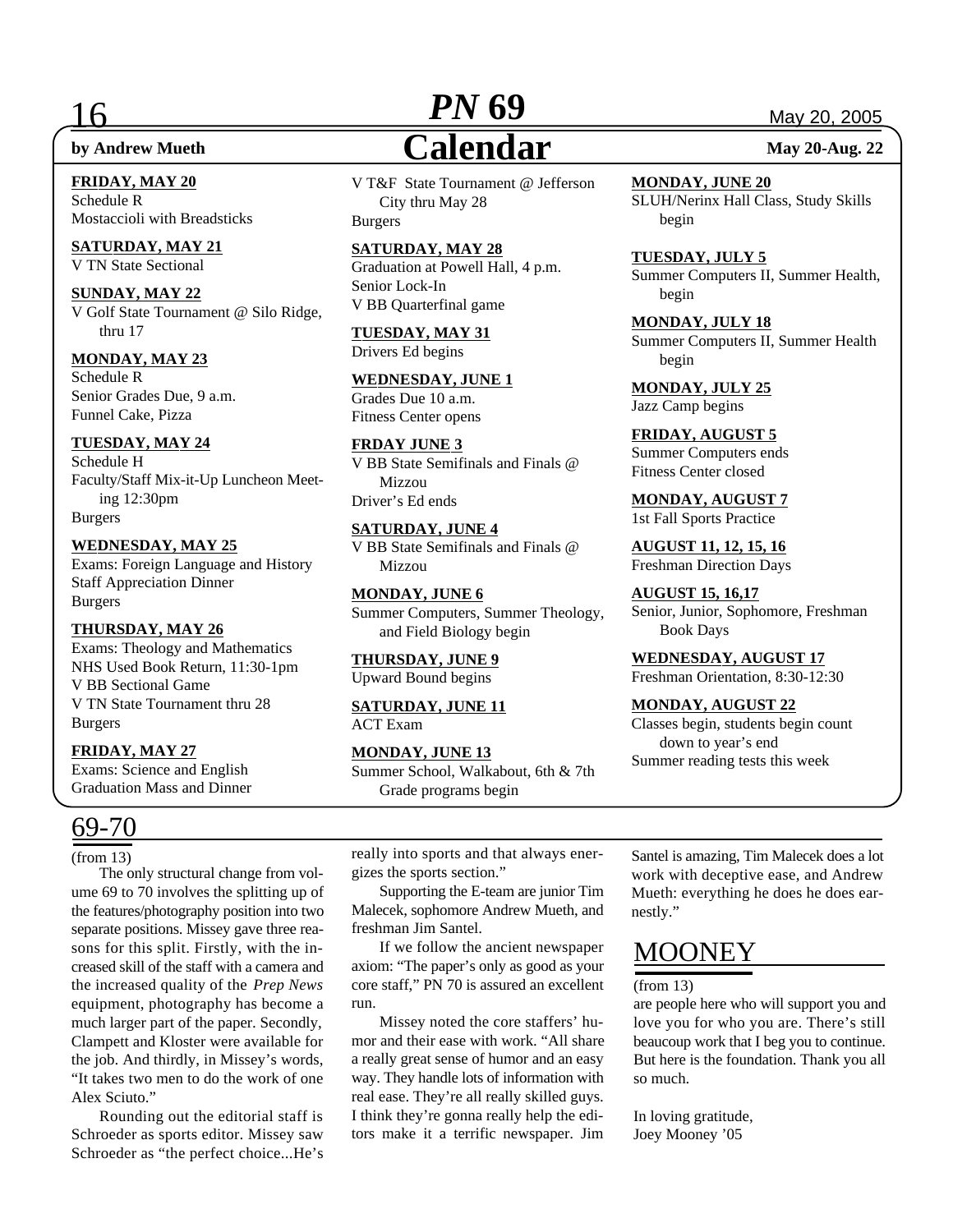# Calendar

**by Andrew Mueth** | **May 20-Aug. 22**

**FRIDAY, MAY 20**
Schedule R
Mostaccioli with Breadsticks

**SATURDAY, MAY 21**
V TN State Sectional

**SUNDAY, MAY 22**
V Golf State Tournament @ Silo Ridge, thru 17

**MONDAY, MAY 23**
Schedule R
Senior Grades Due, 9 a.m.
Funnel Cake, Pizza

**TUESDAY, MAY 24**
Schedule H
Faculty/Staff Mix-it-Up Luncheon Meeting 12:30pm
Burgers

**WEDNESDAY, MAY 25**
Exams: Foreign Language and History
Staff Appreciation Dinner
Burgers

**THURSDAY, MAY 26**
Exams: Theology and Mathematics
NHS Used Book Return, 11:30-1pm
V BB Sectional Game
V TN State Tournament thru 28
Burgers

**FRIDAY, MAY 27**
Exams: Science and English
Graduation Mass and Dinner
V T&F State Tournament @ Jefferson City thru May 28
Burgers

**SATURDAY, MAY 28**
Graduation at Powell Hall, 4 p.m.
Senior Lock-In
V BB Quarterfinal game

**TUESDAY, MAY 31**
Drivers Ed begins

**WEDNESDAY, JUNE 1**
Grades Due 10 a.m.
Fitness Center opens

**FRDAY JUNE 3**
V BB State Semifinals and Finals @ Mizzou
Driver's Ed ends

**SATURDAY, JUNE 4**
V BB State Semifinals and Finals @ Mizzou

**MONDAY, JUNE 6**
Summer Computers, Summer Theology, and Field Biology begin

**THURSDAY, JUNE 9**
Upward Bound begins

**SATURDAY, JUNE 11**
ACT Exam

**MONDAY, JUNE 13**
Summer School, Walkabout, 6th & 7th Grade programs begin

**MONDAY, JUNE 20**
SLUH/Nerinx Hall Class, Study Skills begin

**TUESDAY, JULY 5**
Summer Computers II, Summer Health, begin

**MONDAY, JULY 18**
Summer Computers II, Summer Health begin

**MONDAY, JULY 25**
Jazz Camp begins

**FRIDAY, AUGUST 5**
Summer Computers ends
Fitness Center closed

**MONDAY, AUGUST 7**
1st Fall Sports Practice

**AUGUST 11, 12, 15, 16**
Freshman Direction Days

**AUGUST 15, 16,17**
Senior, Junior, Sophomore, Freshman Book Days

**WEDNESDAY, AUGUST 17**
Freshman Orientation, 8:30-12:30

**MONDAY, AUGUST 22**
Classes begin, students begin count down to year's end
Summer reading tests this week

## 69-70

(from 13)

The only structural change from volume 69 to 70 involves the splitting up of the features/photography position into two separate positions. Missey gave three reasons for this split. Firstly, with the increased skill of the staff with a camera and the increased quality of the *Prep News* equipment, photography has become a much larger part of the paper. Secondly, Clampett and Kloster were available for the job. And thirdly, in Missey's words, "It takes two men to do the work of one Alex Sciuto."

Rounding out the editorial staff is Schroeder as sports editor. Missey saw Schroeder as "the perfect choice...He's really into sports and that always energizes the sports section."

Supporting the E-team are junior Tim Malecek, sophomore Andrew Mueth, and freshman Jim Santel.

If we follow the ancient newspaper axiom: "The paper's only as good as your core staff," PN 70 is assured an excellent run.

Missey noted the core staffers' humor and their ease with work. "All share a really great sense of humor and an easy way. They handle lots of information with real ease. They're all really skilled guys. I think they're gonna really help the editors make it a terrific newspaper. Jim Santel is amazing, Tim Malecek does a lot work with deceptive ease, and Andrew Mueth: everything he does he does earnestly."

## MOONEY

(from 13)

are people here who will support you and love you for who you are. There's still beaucoup work that I beg you to continue. But here is the foundation. Thank you all so much.

In loving gratitude,
Joey Mooney '05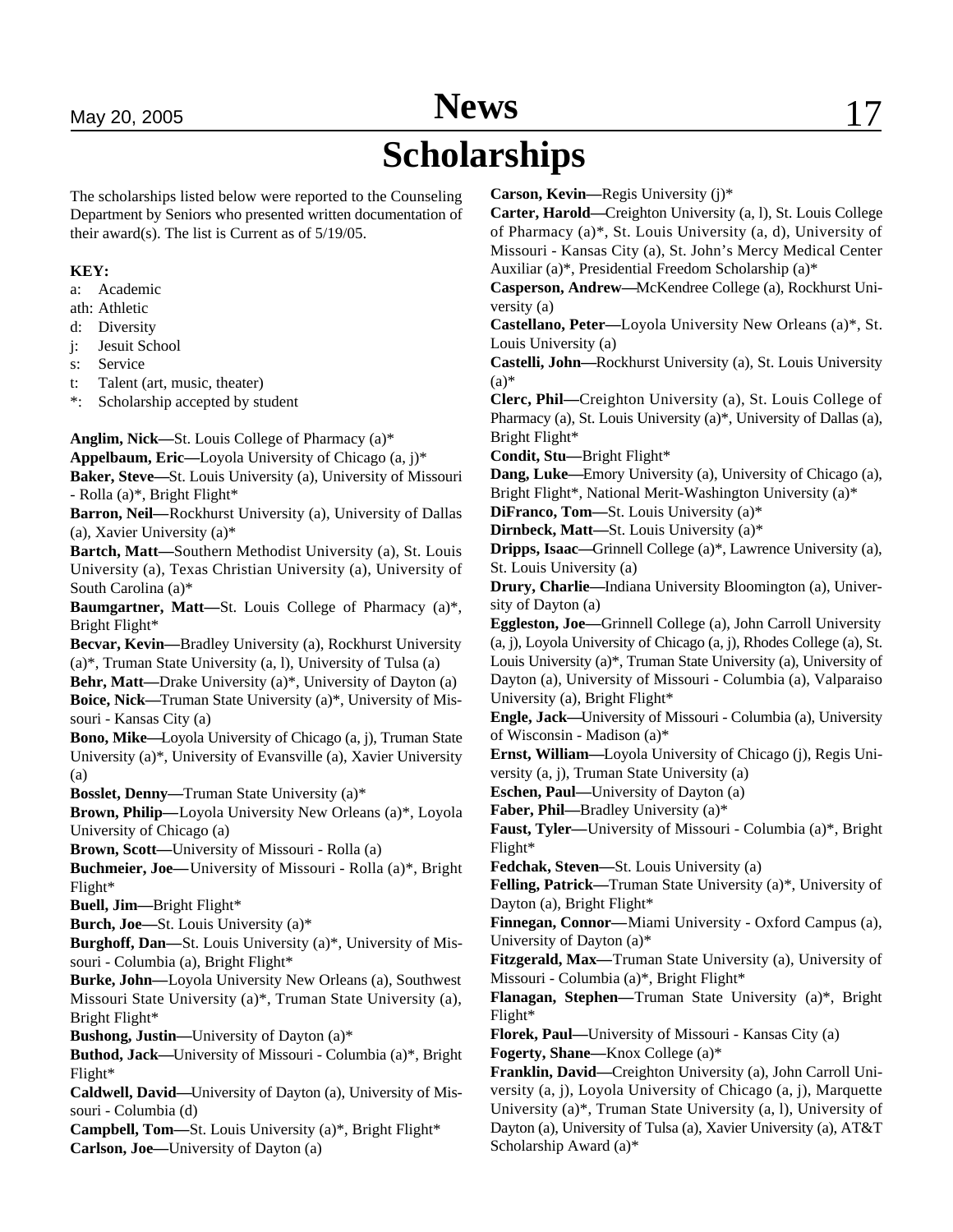# Scholarships

The scholarships listed below were reported to the Counseling Department by Seniors who presented written documentation of their award(s). The list is Current as of 5/19/05.

**KEY:**
- a: Academic
- ath: Athletic
- d: Diversity
- j: Jesuit School
- s: Service
- t: Talent (art, music, theater)
- *: Scholarship accepted by student

**Anglim, Nick—**St. Louis College of Pharmacy (a)*
**Appelbaum, Eric—**Loyola University of Chicago (a, j)*
**Baker, Steve—**St. Louis University (a), University of Missouri - Rolla (a)*, Bright Flight*
**Barron, Neil—**Rockhurst University (a), University of Dallas (a), Xavier University (a)*
**Bartch, Matt—**Southern Methodist University (a), St. Louis University (a), Texas Christian University (a), University of South Carolina (a)*
**Baumgartner, Matt—**St. Louis College of Pharmacy (a)*, Bright Flight*
**Becvar, Kevin—**Bradley University (a), Rockhurst University (a)*, Truman State University (a, l), University of Tulsa (a)
**Behr, Matt—**Drake University (a)*, University of Dayton (a)
**Boice, Nick—**Truman State University (a)*, University of Missouri - Kansas City (a)
**Bono, Mike—**Loyola University of Chicago (a, j), Truman State University (a)*, University of Evansville (a), Xavier University (a)
**Bosslet, Denny—**Truman State University (a)*
**Brown, Philip—**Loyola University New Orleans (a)*, Loyola University of Chicago (a)
**Brown, Scott—**University of Missouri - Rolla (a)
**Buchmeier, Joe—**University of Missouri - Rolla (a)*, Bright Flight*
**Buell, Jim—**Bright Flight*
**Burch, Joe—**St. Louis University (a)*
**Burghoff, Dan—**St. Louis University (a)*, University of Missouri - Columbia (a), Bright Flight*
**Burke, John—**Loyola University New Orleans (a), Southwest Missouri State University (a)*, Truman State University (a), Bright Flight*
**Bushong, Justin—**University of Dayton (a)*
**Buthod, Jack—**University of Missouri - Columbia (a)*, Bright Flight*
**Caldwell, David—**University of Dayton (a), University of Missouri - Columbia (d)
**Campbell, Tom—**St. Louis University (a)*, Bright Flight*
**Carlson, Joe—**University of Dayton (a)
**Carson, Kevin—**Regis University (j)*
**Carter, Harold—**Creighton University (a, l), St. Louis College of Pharmacy (a)*, St. Louis University (a, d), University of Missouri - Kansas City (a), St. John's Mercy Medical Center Auxiliar (a)*, Presidential Freedom Scholarship (a)*
**Casperson, Andrew—**McKendree College (a), Rockhurst University (a)
**Castellano, Peter—**Loyola University New Orleans (a)*, St. Louis University (a)
**Castelli, John—**Rockhurst University (a), St. Louis University (a)*
**Clerc, Phil—**Creighton University (a), St. Louis College of Pharmacy (a), St. Louis University (a)*, University of Dallas (a), Bright Flight*
**Condit, Stu—**Bright Flight*
**Dang, Luke—**Emory University (a), University of Chicago (a), Bright Flight*, National Merit-Washington University (a)*
**DiFranco, Tom—**St. Louis University (a)*
**Dirnbeck, Matt—**St. Louis University (a)*
**Dripps, Isaac—**Grinnell College (a)*, Lawrence University (a), St. Louis University (a)
**Drury, Charlie—**Indiana University Bloomington (a), University of Dayton (a)
**Eggleston, Joe—**Grinnell College (a), John Carroll University (a, j), Loyola University of Chicago (a, j), Rhodes College (a), St. Louis University (a)*, Truman State University (a), University of Dayton (a), University of Missouri - Columbia (a), Valparaiso University (a), Bright Flight*
**Engle, Jack—**University of Missouri - Columbia (a), University of Wisconsin - Madison (a)*
**Ernst, William—**Loyola University of Chicago (j), Regis University (a, j), Truman State University (a)
**Eschen, Paul—**University of Dayton (a)
**Faber, Phil—**Bradley University (a)*
**Faust, Tyler—**University of Missouri - Columbia (a)*, Bright Flight*
**Fedchak, Steven—**St. Louis University (a)
**Felling, Patrick—**Truman State University (a)*, University of Dayton (a), Bright Flight*
**Finnegan, Connor—**Miami University - Oxford Campus (a), University of Dayton (a)*
**Fitzgerald, Max—**Truman State University (a), University of Missouri - Columbia (a)*, Bright Flight*
**Flanagan, Stephen—**Truman State University (a)*, Bright Flight*
**Florek, Paul—**University of Missouri - Kansas City (a)
**Fogerty, Shane—**Knox College (a)*
**Franklin, David—**Creighton University (a), John Carroll University (a, j), Loyola University of Chicago (a, j), Marquette University (a)*, Truman State University (a, l), University of Dayton (a), University of Tulsa (a), Xavier University (a), AT&T Scholarship Award (a)*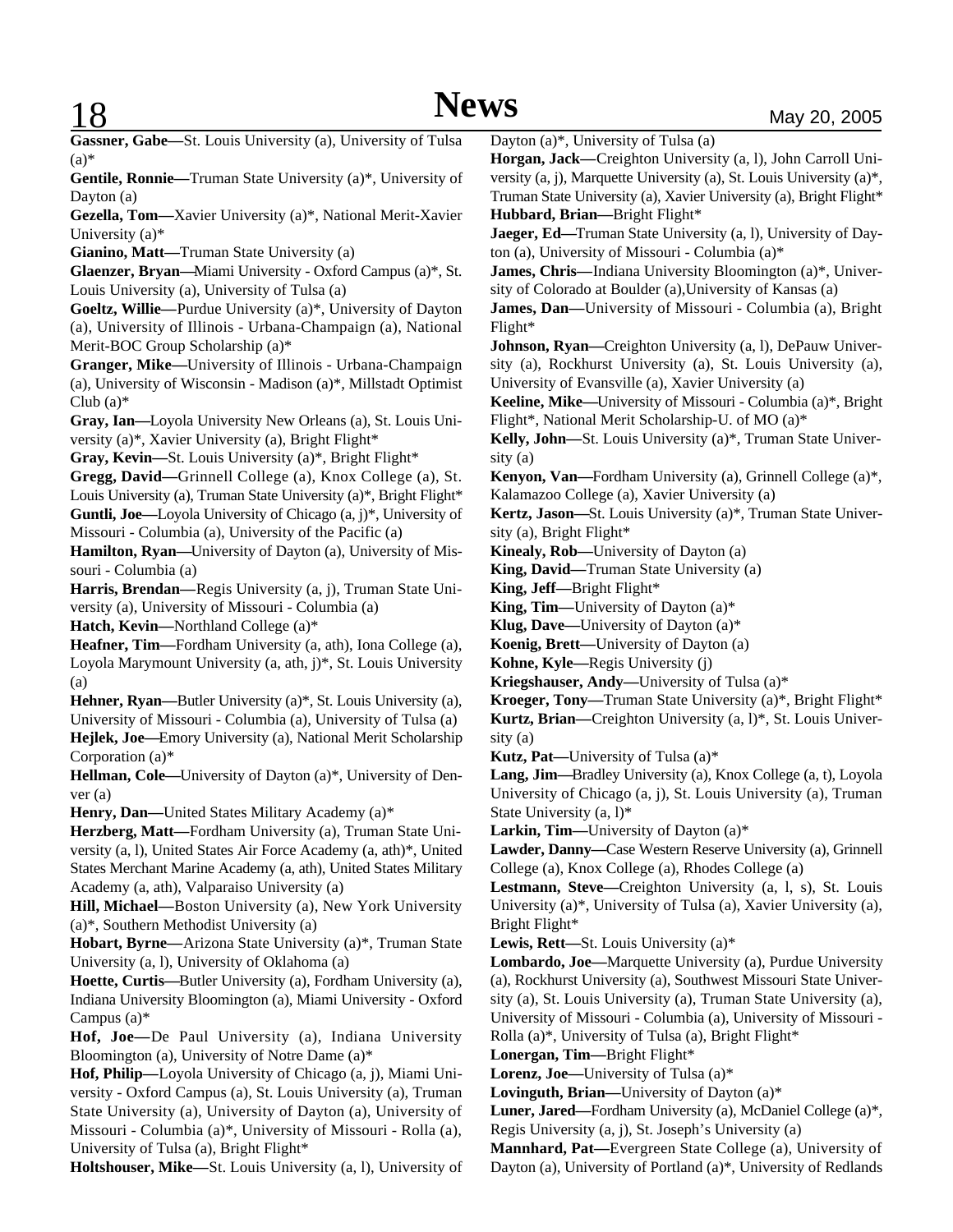**Gassner, Gabe—**St. Louis University (a), University of Tulsa (a)*

**Gentile, Ronnie—**Truman State University (a)*, University of Dayton (a)

**Gezella, Tom—**Xavier University (a)*, National Merit-Xavier University (a)*

**Gianino, Matt—**Truman State University (a)

**Glaenzer, Bryan—**Miami University - Oxford Campus (a)*, St. Louis University (a), University of Tulsa (a)

**Goeltz, Willie—**Purdue University (a)*, University of Dayton (a), University of Illinois - Urbana-Champaign (a), National Merit-BOC Group Scholarship (a)*

**Granger, Mike—**University of Illinois - Urbana-Champaign (a), University of Wisconsin - Madison (a)*, Millstadt Optimist Club (a)*

**Gray, Ian—**Loyola University New Orleans (a), St. Louis University (a)*, Xavier University (a), Bright Flight*

**Gray, Kevin—**St. Louis University (a)*, Bright Flight*

**Gregg, David—**Grinnell College (a), Knox College (a), St. Louis University (a), Truman State University (a)*, Bright Flight*

**Guntli, Joe—**Loyola University of Chicago (a, j)*, University of Missouri - Columbia (a), University of the Pacific (a)

**Hamilton, Ryan—**University of Dayton (a), University of Missouri - Columbia (a)

**Harris, Brendan—**Regis University (a, j), Truman State University (a), University of Missouri - Columbia (a)

**Hatch, Kevin—**Northland College (a)*

**Heafner, Tim—**Fordham University (a, ath), Iona College (a), Loyola Marymount University (a, ath, j)*, St. Louis University (a)

**Hehner, Ryan—**Butler University (a)*, St. Louis University (a), University of Missouri - Columbia (a), University of Tulsa (a)

**Hejlek, Joe—**Emory University (a), National Merit Scholarship Corporation (a)*

**Hellman, Cole—**University of Dayton (a)*, University of Denver (a)

**Henry, Dan—**United States Military Academy (a)*

**Herzberg, Matt—**Fordham University (a), Truman State University (a, l), United States Air Force Academy (a, ath)*, United States Merchant Marine Academy (a, ath), United States Military Academy (a, ath), Valparaiso University (a)

**Hill, Michael—**Boston University (a), New York University (a)*, Southern Methodist University (a)

**Hobart, Byrne—**Arizona State University (a)*, Truman State University (a, l), University of Oklahoma (a)

**Hoette, Curtis—**Butler University (a), Fordham University (a), Indiana University Bloomington (a), Miami University - Oxford Campus (a)*

**Hof, Joe—**De Paul University (a), Indiana University Bloomington (a), University of Notre Dame (a)*

**Hof, Philip—**Loyola University of Chicago (a, j), Miami University - Oxford Campus (a), St. Louis University (a), Truman State University (a), University of Dayton (a), University of Missouri - Columbia (a)*, University of Missouri - Rolla (a), University of Tulsa (a), Bright Flight*

**Holtshouser, Mike—**St. Louis University (a, l), University of Dayton (a)*, University of Tulsa (a)

**Horgan, Jack—**Creighton University (a, l), John Carroll University (a, j), Marquette University (a), St. Louis University (a)*, Truman State University (a), Xavier University (a), Bright Flight*

**Hubbard, Brian—**Bright Flight*

**Jaeger, Ed—**Truman State University (a, l), University of Dayton (a), University of Missouri - Columbia (a)*

**James, Chris—**Indiana University Bloomington (a)*, University of Colorado at Boulder (a),University of Kansas (a)

**James, Dan—**University of Missouri - Columbia (a), Bright Flight*

**Johnson, Ryan—**Creighton University (a, l), DePauw University (a), Rockhurst University (a), St. Louis University (a), University of Evansville (a), Xavier University (a)

**Keeline, Mike—**University of Missouri - Columbia (a)*, Bright Flight*, National Merit Scholarship-U. of MO (a)*

**Kelly, John—**St. Louis University (a)*, Truman State University (a)

**Kenyon, Van—**Fordham University (a), Grinnell College (a)*, Kalamazoo College (a), Xavier University (a)

**Kertz, Jason—**St. Louis University (a)*, Truman State University (a), Bright Flight*

**Kinealy, Rob—**University of Dayton (a)

**King, David—**Truman State University (a)

**King, Jeff—**Bright Flight*

**King, Tim—**University of Dayton (a)*

**Klug, Dave—**University of Dayton (a)*

**Koenig, Brett—**University of Dayton (a)

**Kohne, Kyle—**Regis University (j)

**Kriegshauser, Andy—**University of Tulsa (a)*

**Kroeger, Tony—**Truman State University (a)*, Bright Flight*

**Kurtz, Brian—**Creighton University (a, l)*, St. Louis University (a)

**Kutz, Pat—**University of Tulsa (a)*

**Lang, Jim—**Bradley University (a), Knox College (a, t), Loyola University of Chicago (a, j), St. Louis University (a), Truman State University (a, l)*

**Larkin, Tim—**University of Dayton (a)*

**Lawder, Danny—**Case Western Reserve University (a), Grinnell College (a), Knox College (a), Rhodes College (a)

**Lestmann, Steve—**Creighton University (a, l, s), St. Louis University (a)*, University of Tulsa (a), Xavier University (a), Bright Flight*

**Lewis, Rett—**St. Louis University (a)*

**Lombardo, Joe—**Marquette University (a), Purdue University (a), Rockhurst University (a), Southwest Missouri State University (a), St. Louis University (a), Truman State University (a), University of Missouri - Columbia (a), University of Missouri - Rolla (a)*, University of Tulsa (a), Bright Flight*

**Lonergan, Tim—**Bright Flight*

**Lorenz, Joe—**University of Tulsa (a)*

**Lovinguth, Brian—**University of Dayton (a)*

**Luner, Jared—**Fordham University (a), McDaniel College (a)*, Regis University (a, j), St. Joseph's University (a)

**Mannhard, Pat—**Evergreen State College (a), University of Dayton (a), University of Portland (a)*, University of Redlands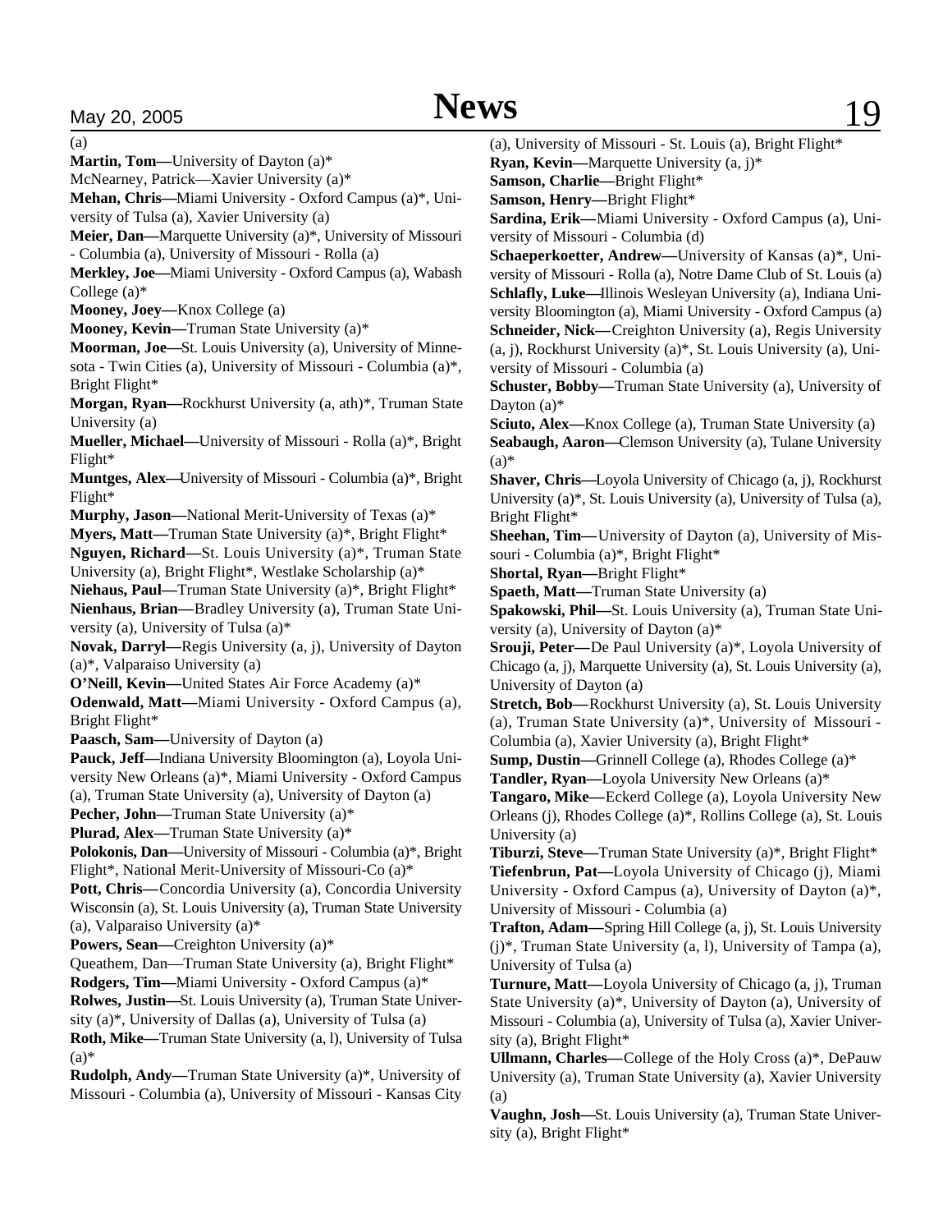(a)

**Martin, Tom—**University of Dayton (a)*

McNearney, Patrick—Xavier University (a)*

**Mehan, Chris—**Miami University - Oxford Campus (a)*, University of Tulsa (a), Xavier University (a)

**Meier, Dan—**Marquette University (a)*, University of Missouri - Columbia (a), University of Missouri - Rolla (a)

**Merkley, Joe—**Miami University - Oxford Campus (a), Wabash College (a)*

**Mooney, Joey—**Knox College (a)

**Mooney, Kevin—**Truman State University (a)*

**Moorman, Joe—**St. Louis University (a), University of Minnesota - Twin Cities (a), University of Missouri - Columbia (a)*, Bright Flight*

**Morgan, Ryan—**Rockhurst University (a, ath)*, Truman State University (a)

**Mueller, Michael—**University of Missouri - Rolla (a)*, Bright Flight*

**Muntges, Alex—**University of Missouri - Columbia (a)*, Bright Flight*

**Murphy, Jason—**National Merit-University of Texas (a)*

**Myers, Matt—**Truman State University (a)*, Bright Flight*

**Nguyen, Richard—**St. Louis University (a)*, Truman State University (a), Bright Flight*, Westlake Scholarship (a)*

**Niehaus, Paul—**Truman State University (a)*, Bright Flight*

**Nienhaus, Brian—**Bradley University (a), Truman State University (a), University of Tulsa (a)*

**Novak, Darryl—**Regis University (a, j), University of Dayton (a)*, Valparaiso University (a)

**O'Neill, Kevin—**United States Air Force Academy (a)*

**Odenwald, Matt—**Miami University - Oxford Campus (a), Bright Flight*

**Paasch, Sam—**University of Dayton (a)

**Pauck, Jeff—**Indiana University Bloomington (a), Loyola University New Orleans (a)*, Miami University - Oxford Campus (a), Truman State University (a), University of Dayton (a)

**Pecher, John—**Truman State University (a)*

**Plurad, Alex—**Truman State University (a)*

**Polokonis, Dan—**University of Missouri - Columbia (a)*, Bright Flight*, National Merit-University of Missouri-Co (a)*

**Pott, Chris—**Concordia University (a), Concordia University Wisconsin (a), St. Louis University (a), Truman State University (a), Valparaiso University (a)*

**Powers, Sean—**Creighton University (a)*

Queathem, Dan—Truman State University (a), Bright Flight*

**Rodgers, Tim—**Miami University - Oxford Campus (a)*

**Rolwes, Justin—**St. Louis University (a), Truman State University (a)*, University of Dallas (a), University of Tulsa (a)

**Roth, Mike—**Truman State University (a, l), University of Tulsa (a)*

**Rudolph, Andy—**Truman State University (a)*, University of Missouri - Columbia (a), University of Missouri - Kansas City (a), University of Missouri - St. Louis (a), Bright Flight*

**Ryan, Kevin—**Marquette University (a, j)*

**Samson, Charlie—**Bright Flight*

**Samson, Henry—**Bright Flight*

**Sardina, Erik—**Miami University - Oxford Campus (a), University of Missouri - Columbia (d)

**Schaeperkoetter, Andrew—**University of Kansas (a)*, University of Missouri - Rolla (a), Notre Dame Club of St. Louis (a)

**Schlafly, Luke—**Illinois Wesleyan University (a), Indiana University Bloomington (a), Miami University - Oxford Campus (a)

**Schneider, Nick—**Creighton University (a), Regis University (a, j), Rockhurst University (a)*, St. Louis University (a), University of Missouri - Columbia (a)

**Schuster, Bobby—**Truman State University (a), University of Dayton (a)*

**Sciuto, Alex—**Knox College (a), Truman State University (a)

**Seabaugh, Aaron—**Clemson University (a), Tulane University (a)*

**Shaver, Chris—**Loyola University of Chicago (a, j), Rockhurst University (a)*, St. Louis University (a), University of Tulsa (a), Bright Flight*

**Sheehan, Tim—**University of Dayton (a), University of Missouri - Columbia (a)*, Bright Flight*

**Shortal, Ryan—**Bright Flight*

**Spaeth, Matt—**Truman State University (a)

**Spakowski, Phil—**St. Louis University (a), Truman State University (a), University of Dayton (a)*

**Srouji, Peter—**De Paul University (a)*, Loyola University of Chicago (a, j), Marquette University (a), St. Louis University (a), University of Dayton (a)

**Stretch, Bob—**Rockhurst University (a), St. Louis University (a), Truman State University (a)*, University of Missouri - Columbia (a), Xavier University (a), Bright Flight*

**Sump, Dustin—**Grinnell College (a), Rhodes College (a)*

**Tandler, Ryan—**Loyola University New Orleans (a)*

**Tangaro, Mike—**Eckerd College (a), Loyola University New Orleans (j), Rhodes College (a)*, Rollins College (a), St. Louis University (a)

**Tiburzi, Steve—**Truman State University (a)*, Bright Flight*

**Tiefenbrun, Pat—**Loyola University of Chicago (j), Miami University - Oxford Campus (a), University of Dayton (a)*, University of Missouri - Columbia (a)

**Trafton, Adam—**Spring Hill College (a, j), St. Louis University (j)*, Truman State University (a, l), University of Tampa (a), University of Tulsa (a)

**Turnure, Matt—**Loyola University of Chicago (a, j), Truman State University (a)*, University of Dayton (a), University of Missouri - Columbia (a), University of Tulsa (a), Xavier University (a), Bright Flight*

**Ullmann, Charles—**College of the Holy Cross (a)*, DePauw University (a), Truman State University (a), Xavier University (a)

**Vaughn, Josh—**St. Louis University (a), Truman State University (a), Bright Flight*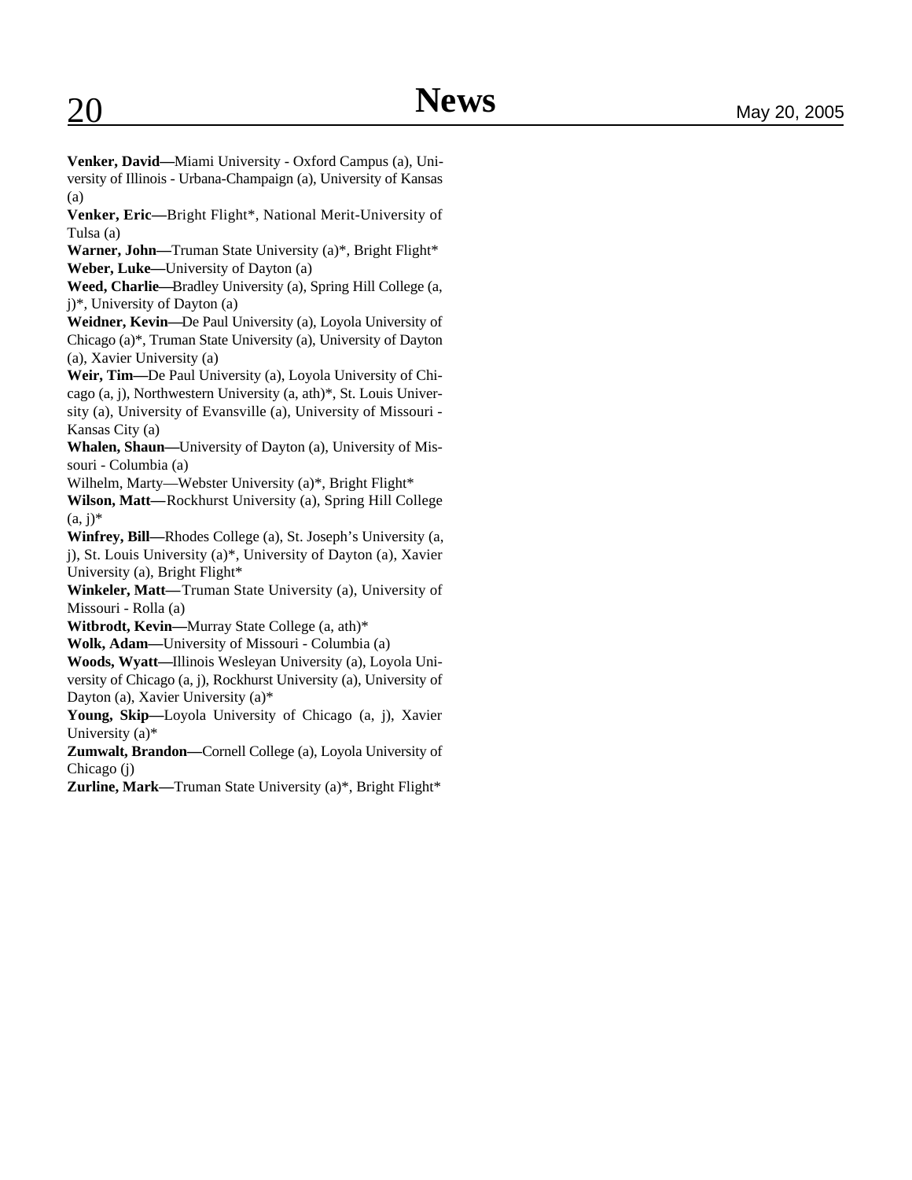**Venker, David—**Miami University - Oxford Campus (a), University of Illinois - Urbana-Champaign (a), University of Kansas (a)

**Venker, Eric—**Bright Flight*, National Merit-University of Tulsa (a)

**Warner, John—**Truman State University (a)*, Bright Flight*

**Weber, Luke—**University of Dayton (a)

**Weed, Charlie—**Bradley University (a), Spring Hill College (a, j)*, University of Dayton (a)

**Weidner, Kevin—**De Paul University (a), Loyola University of Chicago (a)*, Truman State University (a), University of Dayton (a), Xavier University (a)

**Weir, Tim—**De Paul University (a), Loyola University of Chicago (a, j), Northwestern University (a, ath)*, St. Louis University (a), University of Evansville (a), University of Missouri - Kansas City (a)

**Whalen, Shaun—**University of Dayton (a), University of Missouri - Columbia (a)

Wilhelm, Marty—Webster University (a)*, Bright Flight*

**Wilson, Matt—**Rockhurst University (a), Spring Hill College (a, j)*

**Winfrey, Bill—**Rhodes College (a), St. Joseph's University (a, j), St. Louis University (a)*, University of Dayton (a), Xavier University (a), Bright Flight*

**Winkeler, Matt—**Truman State University (a), University of Missouri - Rolla (a)

**Witbrodt, Kevin—**Murray State College (a, ath)*

**Wolk, Adam—**University of Missouri - Columbia (a)

**Woods, Wyatt—**Illinois Wesleyan University (a), Loyola University of Chicago (a, j), Rockhurst University (a), University of Dayton (a), Xavier University (a)*

**Young, Skip—**Loyola University of Chicago (a, j), Xavier University (a)*

**Zumwalt, Brandon—**Cornell College (a), Loyola University of Chicago (j)

**Zurline, Mark—**Truman State University (a)*, Bright Flight*